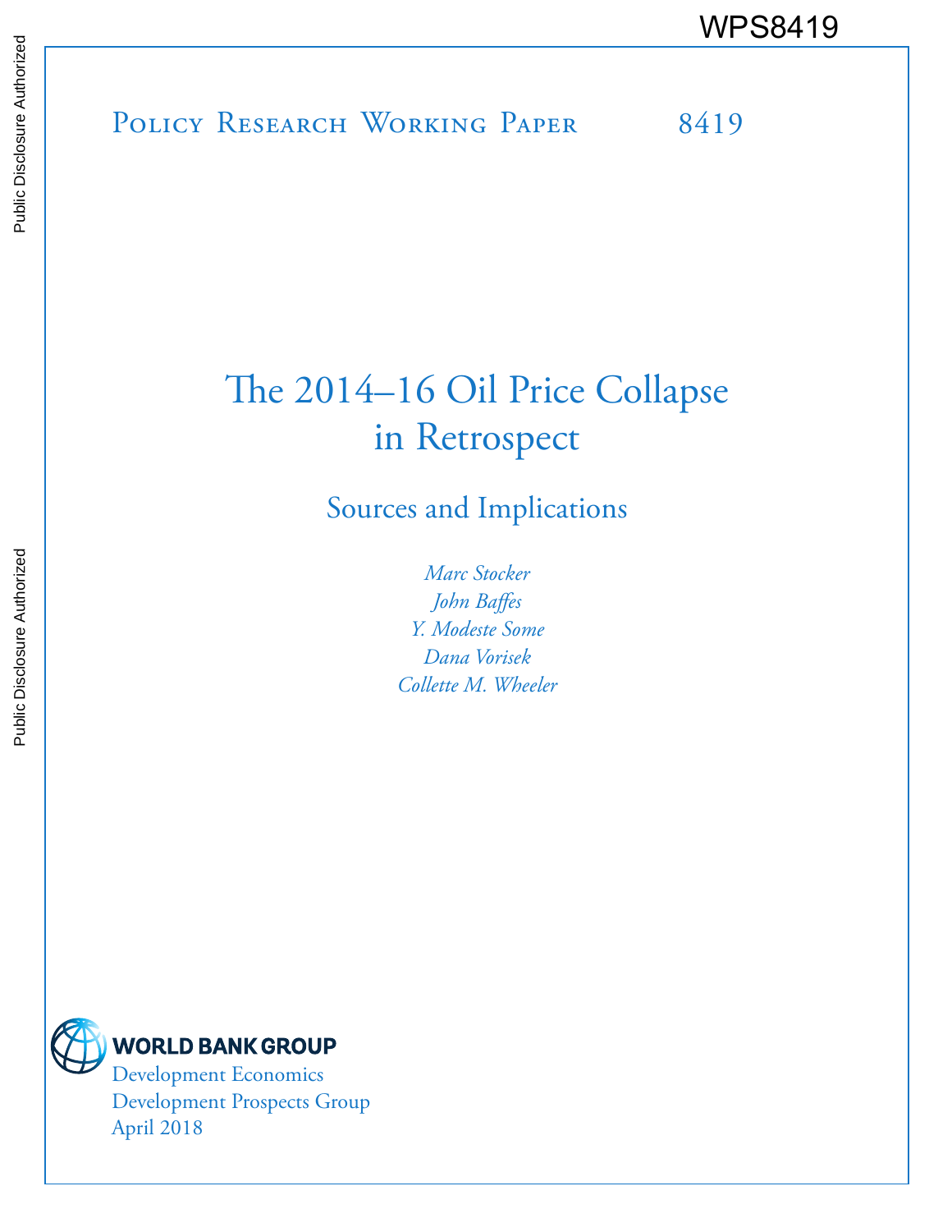WPS8419

Policy Research Working Paper 8419

# The 2014–16 Oil Price Collapse in Retrospect

## Sources and Implications

*Marc Stocker*
*John Baffes*
*Y. Modeste Some*
*Dana Vorisek*
*Collette M. Wheeler*

WORLD BANK GROUP
Development Economics
Development Prospects Group
April 2018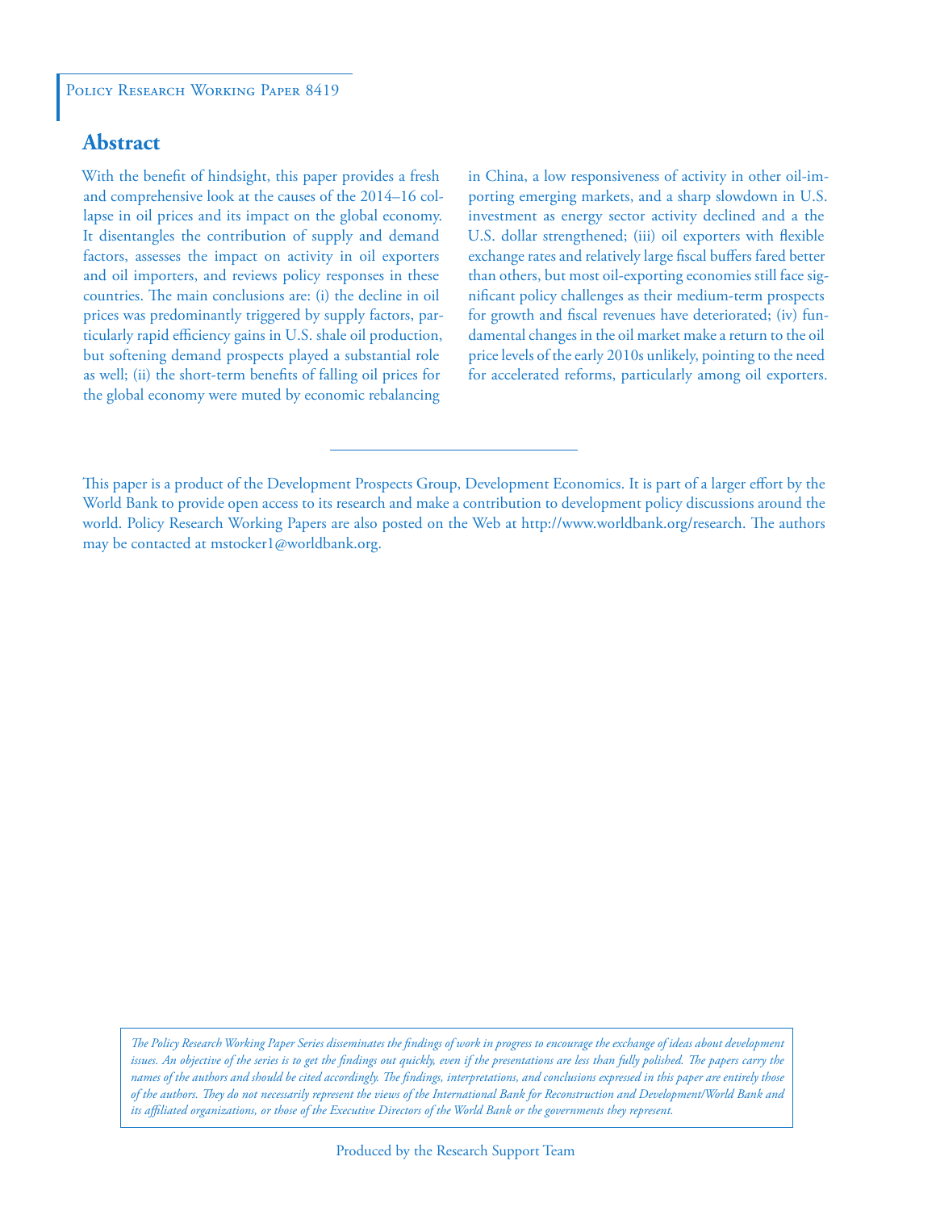Policy Research Working Paper 8419

## Abstract

With the benefit of hindsight, this paper provides a fresh and comprehensive look at the causes of the 2014–16 collapse in oil prices and its impact on the global economy. It disentangles the contribution of supply and demand factors, assesses the impact on activity in oil exporters and oil importers, and reviews policy responses in these countries. The main conclusions are: (i) the decline in oil prices was predominantly triggered by supply factors, particularly rapid efficiency gains in U.S. shale oil production, but softening demand prospects played a substantial role as well; (ii) the short-term benefits of falling oil prices for the global economy were muted by economic rebalancing in China, a low responsiveness of activity in other oil-importing emerging markets, and a sharp slowdown in U.S. investment as energy sector activity declined and a the U.S. dollar strengthened; (iii) oil exporters with flexible exchange rates and relatively large fiscal buffers fared better than others, but most oil-exporting economies still face significant policy challenges as their medium-term prospects for growth and fiscal revenues have deteriorated; (iv) fundamental changes in the oil market make a return to the oil price levels of the early 2010s unlikely, pointing to the need for accelerated reforms, particularly among oil exporters.

This paper is a product of the Development Prospects Group, Development Economics. It is part of a larger effort by the World Bank to provide open access to its research and make a contribution to development policy discussions around the world. Policy Research Working Papers are also posted on the Web at http://www.worldbank.org/research. The authors may be contacted at mstocker1@worldbank.org.

*The Policy Research Working Paper Series disseminates the findings of work in progress to encourage the exchange of ideas about development issues. An objective of the series is to get the findings out quickly, even if the presentations are less than fully polished. The papers carry the names of the authors and should be cited accordingly. The findings, interpretations, and conclusions expressed in this paper are entirely those of the authors. They do not necessarily represent the views of the International Bank for Reconstruction and Development/World Bank and its affiliated organizations, or those of the Executive Directors of the World Bank or the governments they represent.*

Produced by the Research Support Team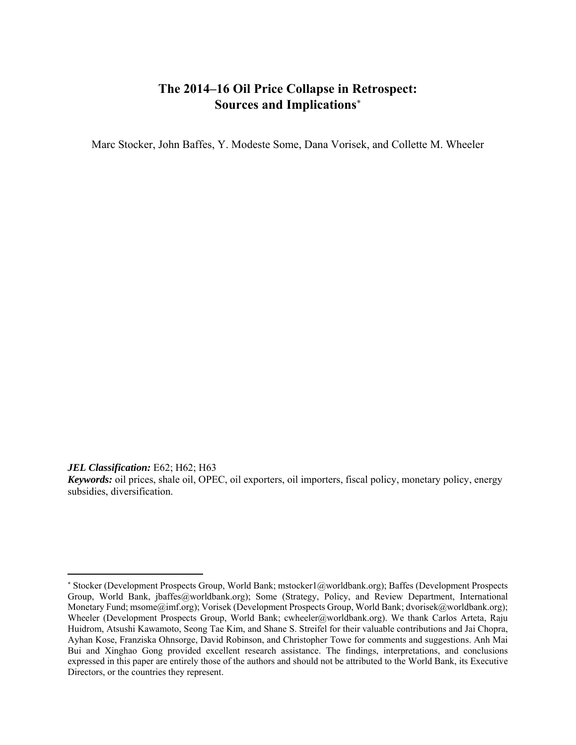# The 2014–16 Oil Price Collapse in Retrospect: Sources and Implications[*]

Marc Stocker, John Baffes, Y. Modeste Some, Dana Vorisek, and Collette M. Wheeler

***JEL Classification:*** E62; H62; H63

***Keywords:*** oil prices, shale oil, OPEC, oil exporters, oil importers, fiscal policy, monetary policy, energy subsidies, diversification.

---

[*] Stocker (Development Prospects Group, World Bank; mstocker1@worldbank.org); Baffes (Development Prospects Group, World Bank, jbaffes@worldbank.org); Some (Strategy, Policy, and Review Department, International Monetary Fund; msome@imf.org); Vorisek (Development Prospects Group, World Bank; dvorisek@worldbank.org); Wheeler (Development Prospects Group, World Bank; cwheeler@worldbank.org). We thank Carlos Arteta, Raju Huidrom, Atsushi Kawamoto, Seong Tae Kim, and Shane S. Streifel for their valuable contributions and Jai Chopra, Ayhan Kose, Franziska Ohnsorge, David Robinson, and Christopher Towe for comments and suggestions. Anh Mai Bui and Xinghao Gong provided excellent research assistance. The findings, interpretations, and conclusions expressed in this paper are entirely those of the authors and should not be attributed to the World Bank, its Executive Directors, or the countries they represent.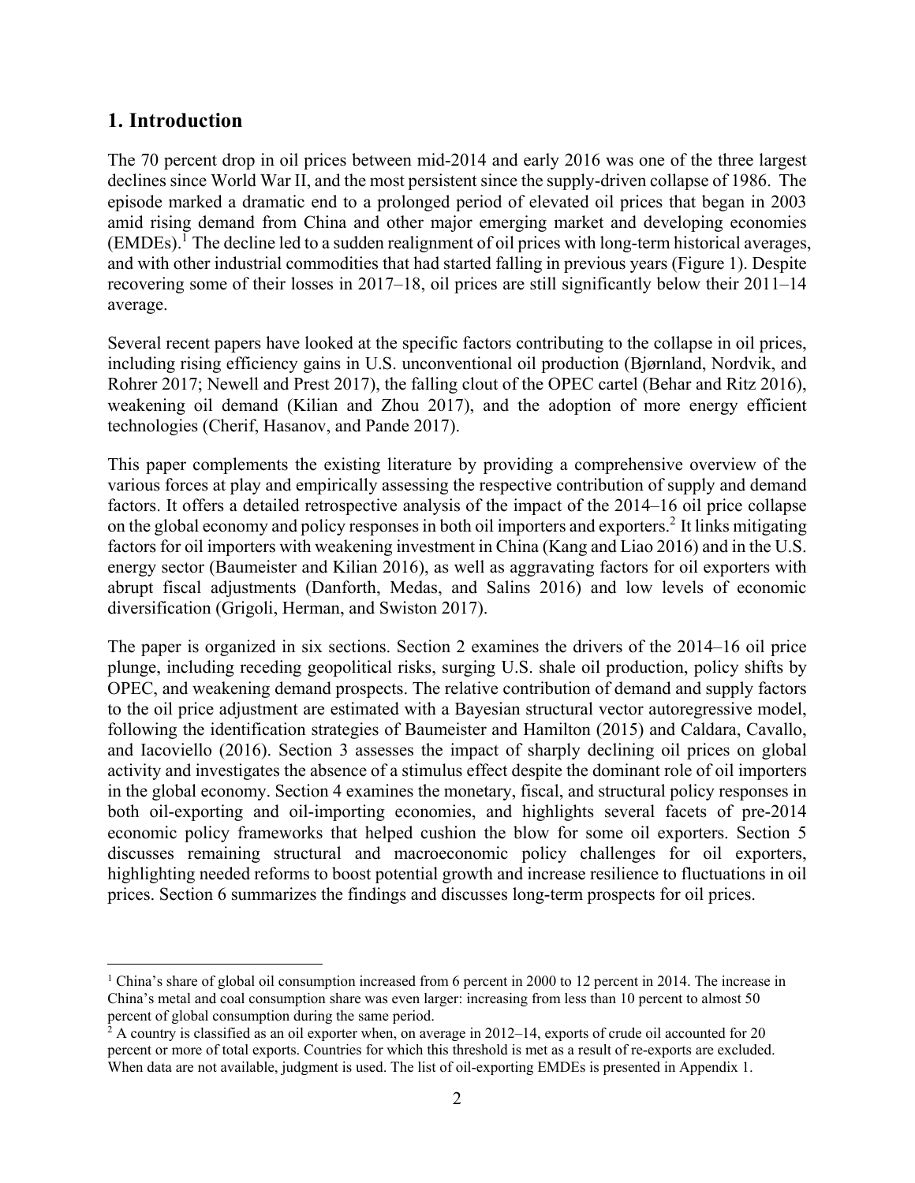## 1. Introduction

The 70 percent drop in oil prices between mid-2014 and early 2016 was one of the three largest declines since World War II, and the most persistent since the supply-driven collapse of 1986. The episode marked a dramatic end to a prolonged period of elevated oil prices that began in 2003 amid rising demand from China and other major emerging market and developing economies (EMDEs).[1] The decline led to a sudden realignment of oil prices with long-term historical averages, and with other industrial commodities that had started falling in previous years (Figure 1). Despite recovering some of their losses in 2017–18, oil prices are still significantly below their 2011–14 average.

Several recent papers have looked at the specific factors contributing to the collapse in oil prices, including rising efficiency gains in U.S. unconventional oil production (Bjørnland, Nordvik, and Rohrer 2017; Newell and Prest 2017), the falling clout of the OPEC cartel (Behar and Ritz 2016), weakening oil demand (Kilian and Zhou 2017), and the adoption of more energy efficient technologies (Cherif, Hasanov, and Pande 2017).

This paper complements the existing literature by providing a comprehensive overview of the various forces at play and empirically assessing the respective contribution of supply and demand factors. It offers a detailed retrospective analysis of the impact of the 2014–16 oil price collapse on the global economy and policy responses in both oil importers and exporters.[2] It links mitigating factors for oil importers with weakening investment in China (Kang and Liao 2016) and in the U.S. energy sector (Baumeister and Kilian 2016), as well as aggravating factors for oil exporters with abrupt fiscal adjustments (Danforth, Medas, and Salins 2016) and low levels of economic diversification (Grigoli, Herman, and Swiston 2017).

The paper is organized in six sections. Section 2 examines the drivers of the 2014–16 oil price plunge, including receding geopolitical risks, surging U.S. shale oil production, policy shifts by OPEC, and weakening demand prospects. The relative contribution of demand and supply factors to the oil price adjustment are estimated with a Bayesian structural vector autoregressive model, following the identification strategies of Baumeister and Hamilton (2015) and Caldara, Cavallo, and Iacoviello (2016). Section 3 assesses the impact of sharply declining oil prices on global activity and investigates the absence of a stimulus effect despite the dominant role of oil importers in the global economy. Section 4 examines the monetary, fiscal, and structural policy responses in both oil-exporting and oil-importing economies, and highlights several facets of pre-2014 economic policy frameworks that helped cushion the blow for some oil exporters. Section 5 discusses remaining structural and macroeconomic policy challenges for oil exporters, highlighting needed reforms to boost potential growth and increase resilience to fluctuations in oil prices. Section 6 summarizes the findings and discusses long-term prospects for oil prices.

---

[1] China's share of global oil consumption increased from 6 percent in 2000 to 12 percent in 2014. The increase in China's metal and coal consumption share was even larger: increasing from less than 10 percent to almost 50 percent of global consumption during the same period.

[2] A country is classified as an oil exporter when, on average in 2012–14, exports of crude oil accounted for 20 percent or more of total exports. Countries for which this threshold is met as a result of re-exports are excluded. When data are not available, judgment is used. The list of oil-exporting EMDEs is presented in Appendix 1.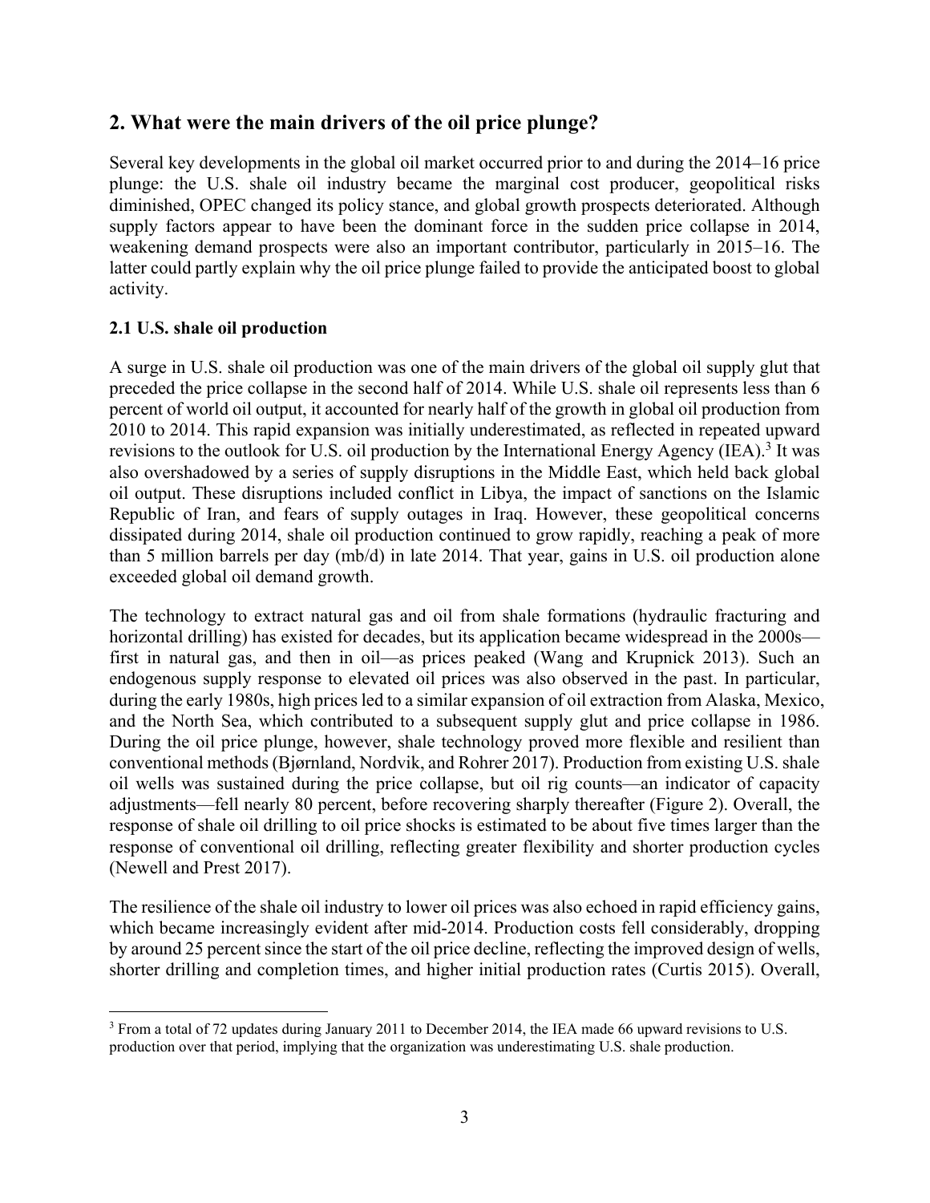## 2. What were the main drivers of the oil price plunge?

Several key developments in the global oil market occurred prior to and during the 2014–16 price plunge: the U.S. shale oil industry became the marginal cost producer, geopolitical risks diminished, OPEC changed its policy stance, and global growth prospects deteriorated. Although supply factors appear to have been the dominant force in the sudden price collapse in 2014, weakening demand prospects were also an important contributor, particularly in 2015–16. The latter could partly explain why the oil price plunge failed to provide the anticipated boost to global activity.

### 2.1 U.S. shale oil production

A surge in U.S. shale oil production was one of the main drivers of the global oil supply glut that preceded the price collapse in the second half of 2014. While U.S. shale oil represents less than 6 percent of world oil output, it accounted for nearly half of the growth in global oil production from 2010 to 2014. This rapid expansion was initially underestimated, as reflected in repeated upward revisions to the outlook for U.S. oil production by the International Energy Agency (IEA).[3] It was also overshadowed by a series of supply disruptions in the Middle East, which held back global oil output. These disruptions included conflict in Libya, the impact of sanctions on the Islamic Republic of Iran, and fears of supply outages in Iraq. However, these geopolitical concerns dissipated during 2014, shale oil production continued to grow rapidly, reaching a peak of more than 5 million barrels per day (mb/d) in late 2014. That year, gains in U.S. oil production alone exceeded global oil demand growth.

The technology to extract natural gas and oil from shale formations (hydraulic fracturing and horizontal drilling) has existed for decades, but its application became widespread in the 2000s—first in natural gas, and then in oil—as prices peaked (Wang and Krupnick 2013). Such an endogenous supply response to elevated oil prices was also observed in the past. In particular, during the early 1980s, high prices led to a similar expansion of oil extraction from Alaska, Mexico, and the North Sea, which contributed to a subsequent supply glut and price collapse in 1986. During the oil price plunge, however, shale technology proved more flexible and resilient than conventional methods (Bjørnland, Nordvik, and Rohrer 2017). Production from existing U.S. shale oil wells was sustained during the price collapse, but oil rig counts—an indicator of capacity adjustments—fell nearly 80 percent, before recovering sharply thereafter (Figure 2). Overall, the response of shale oil drilling to oil price shocks is estimated to be about five times larger than the response of conventional oil drilling, reflecting greater flexibility and shorter production cycles (Newell and Prest 2017).

The resilience of the shale oil industry to lower oil prices was also echoed in rapid efficiency gains, which became increasingly evident after mid-2014. Production costs fell considerably, dropping by around 25 percent since the start of the oil price decline, reflecting the improved design of wells, shorter drilling and completion times, and higher initial production rates (Curtis 2015). Overall,

[3] From a total of 72 updates during January 2011 to December 2014, the IEA made 66 upward revisions to U.S. production over that period, implying that the organization was underestimating U.S. shale production.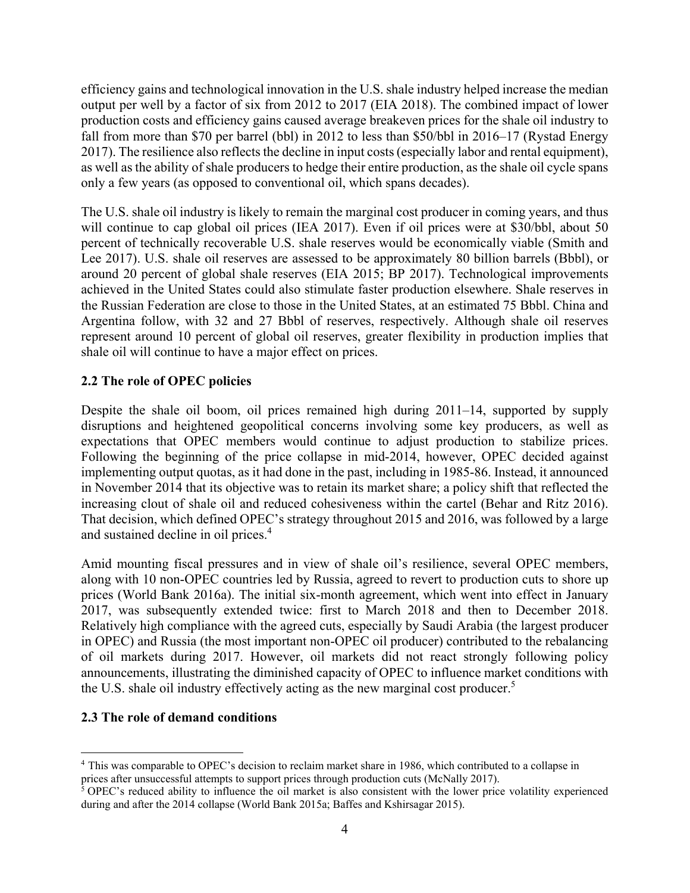efficiency gains and technological innovation in the U.S. shale industry helped increase the median output per well by a factor of six from 2012 to 2017 (EIA 2018). The combined impact of lower production costs and efficiency gains caused average breakeven prices for the shale oil industry to fall from more than $70 per barrel (bbl) in 2012 to less than $50/bbl in 2016–17 (Rystad Energy 2017). The resilience also reflects the decline in input costs (especially labor and rental equipment), as well as the ability of shale producers to hedge their entire production, as the shale oil cycle spans only a few years (as opposed to conventional oil, which spans decades).

The U.S. shale oil industry is likely to remain the marginal cost producer in coming years, and thus will continue to cap global oil prices (IEA 2017). Even if oil prices were at $30/bbl, about 50 percent of technically recoverable U.S. shale reserves would be economically viable (Smith and Lee 2017). U.S. shale oil reserves are assessed to be approximately 80 billion barrels (Bbbl), or around 20 percent of global shale reserves (EIA 2015; BP 2017). Technological improvements achieved in the United States could also stimulate faster production elsewhere. Shale reserves in the Russian Federation are close to those in the United States, at an estimated 75 Bbbl. China and Argentina follow, with 32 and 27 Bbbl of reserves, respectively. Although shale oil reserves represent around 10 percent of global oil reserves, greater flexibility in production implies that shale oil will continue to have a major effect on prices.

### 2.2 The role of OPEC policies

Despite the shale oil boom, oil prices remained high during 2011–14, supported by supply disruptions and heightened geopolitical concerns involving some key producers, as well as expectations that OPEC members would continue to adjust production to stabilize prices. Following the beginning of the price collapse in mid-2014, however, OPEC decided against implementing output quotas, as it had done in the past, including in 1985-86. Instead, it announced in November 2014 that its objective was to retain its market share; a policy shift that reflected the increasing clout of shale oil and reduced cohesiveness within the cartel (Behar and Ritz 2016). That decision, which defined OPEC's strategy throughout 2015 and 2016, was followed by a large and sustained decline in oil prices.[4]

Amid mounting fiscal pressures and in view of shale oil's resilience, several OPEC members, along with 10 non-OPEC countries led by Russia, agreed to revert to production cuts to shore up prices (World Bank 2016a). The initial six-month agreement, which went into effect in January 2017, was subsequently extended twice: first to March 2018 and then to December 2018. Relatively high compliance with the agreed cuts, especially by Saudi Arabia (the largest producer in OPEC) and Russia (the most important non-OPEC oil producer) contributed to the rebalancing of oil markets during 2017. However, oil markets did not react strongly following policy announcements, illustrating the diminished capacity of OPEC to influence market conditions with the U.S. shale oil industry effectively acting as the new marginal cost producer.[5]

### 2.3 The role of demand conditions

---

[4] This was comparable to OPEC's decision to reclaim market share in 1986, which contributed to a collapse in prices after unsuccessful attempts to support prices through production cuts (McNally 2017).

[5] OPEC's reduced ability to influence the oil market is also consistent with the lower price volatility experienced during and after the 2014 collapse (World Bank 2015a; Baffes and Kshirsagar 2015).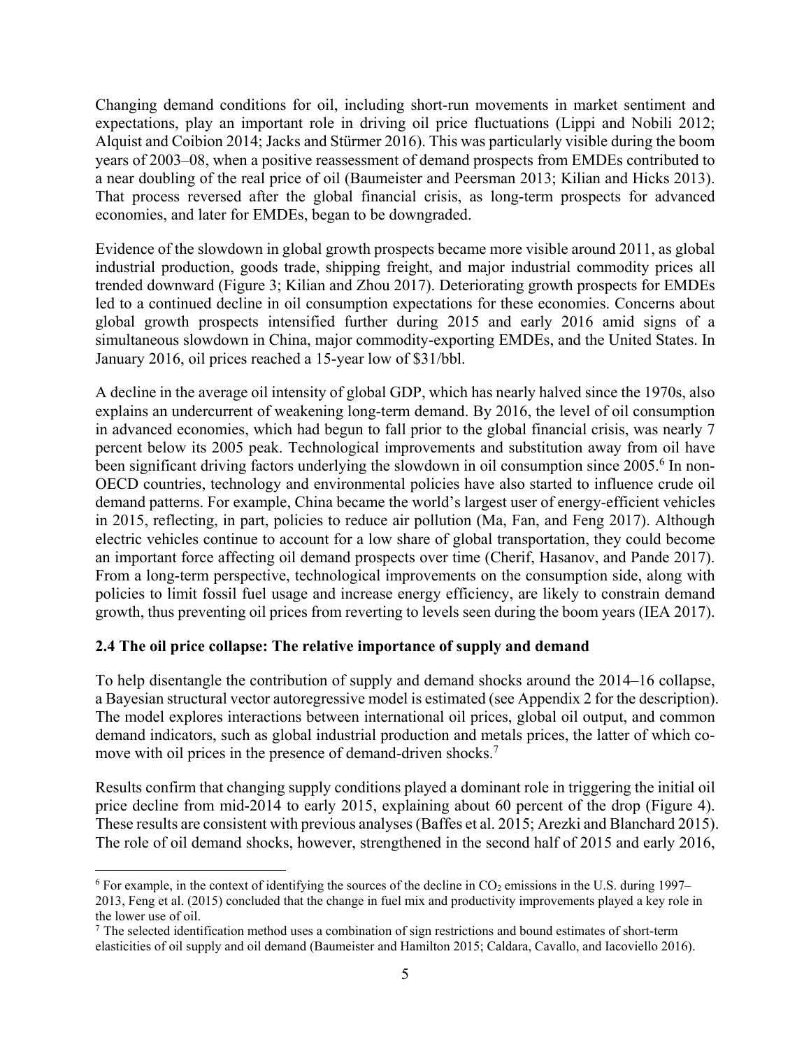Changing demand conditions for oil, including short-run movements in market sentiment and expectations, play an important role in driving oil price fluctuations (Lippi and Nobili 2012; Alquist and Coibion 2014; Jacks and Stürmer 2016). This was particularly visible during the boom years of 2003–08, when a positive reassessment of demand prospects from EMDEs contributed to a near doubling of the real price of oil (Baumeister and Peersman 2013; Kilian and Hicks 2013). That process reversed after the global financial crisis, as long-term prospects for advanced economies, and later for EMDEs, began to be downgraded.

Evidence of the slowdown in global growth prospects became more visible around 2011, as global industrial production, goods trade, shipping freight, and major industrial commodity prices all trended downward (Figure 3; Kilian and Zhou 2017). Deteriorating growth prospects for EMDEs led to a continued decline in oil consumption expectations for these economies. Concerns about global growth prospects intensified further during 2015 and early 2016 amid signs of a simultaneous slowdown in China, major commodity-exporting EMDEs, and the United States. In January 2016, oil prices reached a 15-year low of $31/bbl.

A decline in the average oil intensity of global GDP, which has nearly halved since the 1970s, also explains an undercurrent of weakening long-term demand. By 2016, the level of oil consumption in advanced economies, which had begun to fall prior to the global financial crisis, was nearly 7 percent below its 2005 peak. Technological improvements and substitution away from oil have been significant driving factors underlying the slowdown in oil consumption since 2005.[6] In non-OECD countries, technology and environmental policies have also started to influence crude oil demand patterns. For example, China became the world's largest user of energy-efficient vehicles in 2015, reflecting, in part, policies to reduce air pollution (Ma, Fan, and Feng 2017). Although electric vehicles continue to account for a low share of global transportation, they could become an important force affecting oil demand prospects over time (Cherif, Hasanov, and Pande 2017). From a long-term perspective, technological improvements on the consumption side, along with policies to limit fossil fuel usage and increase energy efficiency, are likely to constrain demand growth, thus preventing oil prices from reverting to levels seen during the boom years (IEA 2017).

### 2.4 The oil price collapse: The relative importance of supply and demand

To help disentangle the contribution of supply and demand shocks around the 2014–16 collapse, a Bayesian structural vector autoregressive model is estimated (see Appendix 2 for the description). The model explores interactions between international oil prices, global oil output, and common demand indicators, such as global industrial production and metals prices, the latter of which co-move with oil prices in the presence of demand-driven shocks.[7]

Results confirm that changing supply conditions played a dominant role in triggering the initial oil price decline from mid-2014 to early 2015, explaining about 60 percent of the drop (Figure 4). These results are consistent with previous analyses (Baffes et al. 2015; Arezki and Blanchard 2015). The role of oil demand shocks, however, strengthened in the second half of 2015 and early 2016,

---

[6] For example, in the context of identifying the sources of the decline in $CO_2$ emissions in the U.S. during 1997–2013, Feng et al. (2015) concluded that the change in fuel mix and productivity improvements played a key role in the lower use of oil.

[7] The selected identification method uses a combination of sign restrictions and bound estimates of short-term elasticities of oil supply and oil demand (Baumeister and Hamilton 2015; Caldara, Cavallo, and Iacoviello 2016).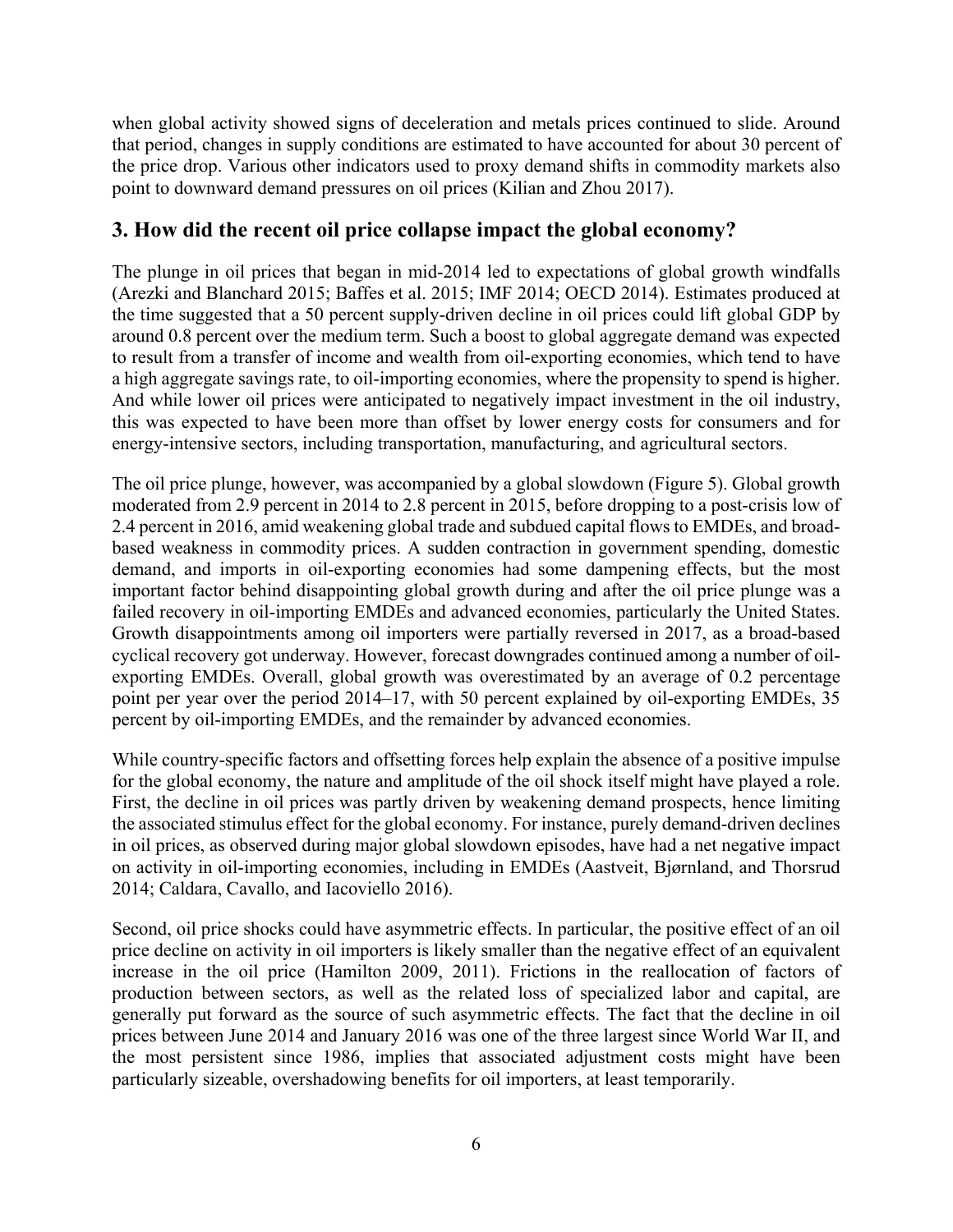when global activity showed signs of deceleration and metals prices continued to slide. Around that period, changes in supply conditions are estimated to have accounted for about 30 percent of the price drop. Various other indicators used to proxy demand shifts in commodity markets also point to downward demand pressures on oil prices (Kilian and Zhou 2017).

## 3. How did the recent oil price collapse impact the global economy?

The plunge in oil prices that began in mid-2014 led to expectations of global growth windfalls (Arezki and Blanchard 2015; Baffes et al. 2015; IMF 2014; OECD 2014). Estimates produced at the time suggested that a 50 percent supply-driven decline in oil prices could lift global GDP by around 0.8 percent over the medium term. Such a boost to global aggregate demand was expected to result from a transfer of income and wealth from oil-exporting economies, which tend to have a high aggregate savings rate, to oil-importing economies, where the propensity to spend is higher. And while lower oil prices were anticipated to negatively impact investment in the oil industry, this was expected to have been more than offset by lower energy costs for consumers and for energy-intensive sectors, including transportation, manufacturing, and agricultural sectors.

The oil price plunge, however, was accompanied by a global slowdown (Figure 5). Global growth moderated from 2.9 percent in 2014 to 2.8 percent in 2015, before dropping to a post-crisis low of 2.4 percent in 2016, amid weakening global trade and subdued capital flows to EMDEs, and broad-based weakness in commodity prices. A sudden contraction in government spending, domestic demand, and imports in oil-exporting economies had some dampening effects, but the most important factor behind disappointing global growth during and after the oil price plunge was a failed recovery in oil-importing EMDEs and advanced economies, particularly the United States. Growth disappointments among oil importers were partially reversed in 2017, as a broad-based cyclical recovery got underway. However, forecast downgrades continued among a number of oil-exporting EMDEs. Overall, global growth was overestimated by an average of 0.2 percentage point per year over the period 2014–17, with 50 percent explained by oil-exporting EMDEs, 35 percent by oil-importing EMDEs, and the remainder by advanced economies.

While country-specific factors and offsetting forces help explain the absence of a positive impulse for the global economy, the nature and amplitude of the oil shock itself might have played a role. First, the decline in oil prices was partly driven by weakening demand prospects, hence limiting the associated stimulus effect for the global economy. For instance, purely demand-driven declines in oil prices, as observed during major global slowdown episodes, have had a net negative impact on activity in oil-importing economies, including in EMDEs (Aastveit, Bjørnland, and Thorsrud 2014; Caldara, Cavallo, and Iacoviello 2016).

Second, oil price shocks could have asymmetric effects. In particular, the positive effect of an oil price decline on activity in oil importers is likely smaller than the negative effect of an equivalent increase in the oil price (Hamilton 2009, 2011). Frictions in the reallocation of factors of production between sectors, as well as the related loss of specialized labor and capital, are generally put forward as the source of such asymmetric effects. The fact that the decline in oil prices between June 2014 and January 2016 was one of the three largest since World War II, and the most persistent since 1986, implies that associated adjustment costs might have been particularly sizeable, overshadowing benefits for oil importers, at least temporarily.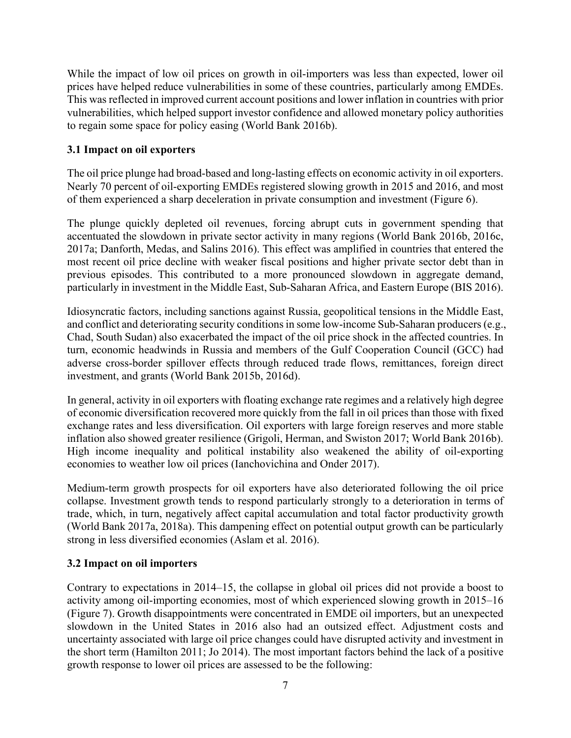While the impact of low oil prices on growth in oil-importers was less than expected, lower oil prices have helped reduce vulnerabilities in some of these countries, particularly among EMDEs. This was reflected in improved current account positions and lower inflation in countries with prior vulnerabilities, which helped support investor confidence and allowed monetary policy authorities to regain some space for policy easing (World Bank 2016b).

### 3.1 Impact on oil exporters

The oil price plunge had broad-based and long-lasting effects on economic activity in oil exporters. Nearly 70 percent of oil-exporting EMDEs registered slowing growth in 2015 and 2016, and most of them experienced a sharp deceleration in private consumption and investment (Figure 6).

The plunge quickly depleted oil revenues, forcing abrupt cuts in government spending that accentuated the slowdown in private sector activity in many regions (World Bank 2016b, 2016c, 2017a; Danforth, Medas, and Salins 2016). This effect was amplified in countries that entered the most recent oil price decline with weaker fiscal positions and higher private sector debt than in previous episodes. This contributed to a more pronounced slowdown in aggregate demand, particularly in investment in the Middle East, Sub-Saharan Africa, and Eastern Europe (BIS 2016).

Idiosyncratic factors, including sanctions against Russia, geopolitical tensions in the Middle East, and conflict and deteriorating security conditions in some low-income Sub-Saharan producers (e.g., Chad, South Sudan) also exacerbated the impact of the oil price shock in the affected countries. In turn, economic headwinds in Russia and members of the Gulf Cooperation Council (GCC) had adverse cross-border spillover effects through reduced trade flows, remittances, foreign direct investment, and grants (World Bank 2015b, 2016d).

In general, activity in oil exporters with floating exchange rate regimes and a relatively high degree of economic diversification recovered more quickly from the fall in oil prices than those with fixed exchange rates and less diversification. Oil exporters with large foreign reserves and more stable inflation also showed greater resilience (Grigoli, Herman, and Swiston 2017; World Bank 2016b). High income inequality and political instability also weakened the ability of oil-exporting economies to weather low oil prices (Ianchovichina and Onder 2017).

Medium-term growth prospects for oil exporters have also deteriorated following the oil price collapse. Investment growth tends to respond particularly strongly to a deterioration in terms of trade, which, in turn, negatively affect capital accumulation and total factor productivity growth (World Bank 2017a, 2018a). This dampening effect on potential output growth can be particularly strong in less diversified economies (Aslam et al. 2016).

### 3.2 Impact on oil importers

Contrary to expectations in 2014–15, the collapse in global oil prices did not provide a boost to activity among oil-importing economies, most of which experienced slowing growth in 2015–16 (Figure 7). Growth disappointments were concentrated in EMDE oil importers, but an unexpected slowdown in the United States in 2016 also had an outsized effect. Adjustment costs and uncertainty associated with large oil price changes could have disrupted activity and investment in the short term (Hamilton 2011; Jo 2014). The most important factors behind the lack of a positive growth response to lower oil prices are assessed to be the following: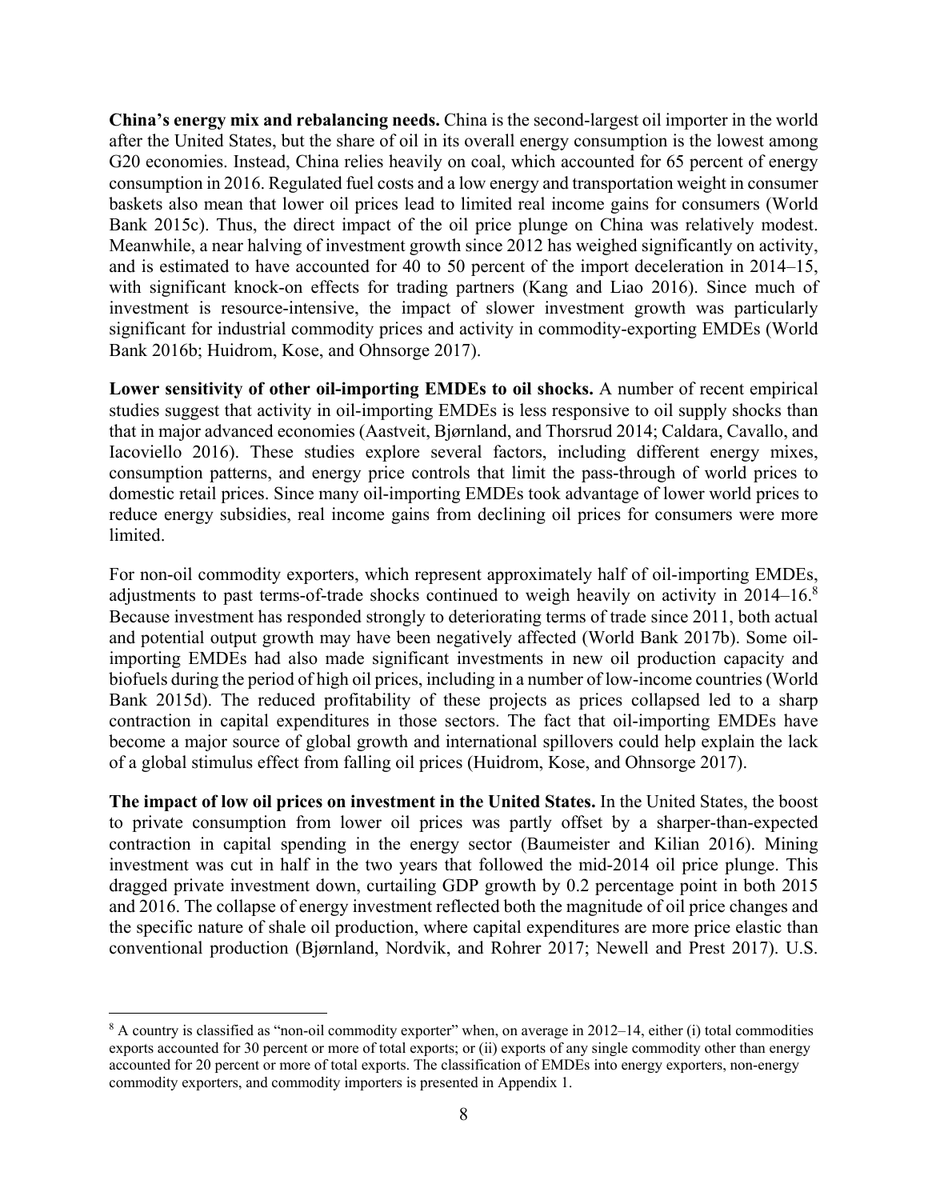**China's energy mix and rebalancing needs.** China is the second-largest oil importer in the world after the United States, but the share of oil in its overall energy consumption is the lowest among G20 economies. Instead, China relies heavily on coal, which accounted for 65 percent of energy consumption in 2016. Regulated fuel costs and a low energy and transportation weight in consumer baskets also mean that lower oil prices lead to limited real income gains for consumers (World Bank 2015c). Thus, the direct impact of the oil price plunge on China was relatively modest. Meanwhile, a near halving of investment growth since 2012 has weighed significantly on activity, and is estimated to have accounted for 40 to 50 percent of the import deceleration in 2014–15, with significant knock-on effects for trading partners (Kang and Liao 2016). Since much of investment is resource-intensive, the impact of slower investment growth was particularly significant for industrial commodity prices and activity in commodity-exporting EMDEs (World Bank 2016b; Huidrom, Kose, and Ohnsorge 2017).

**Lower sensitivity of other oil-importing EMDEs to oil shocks.** A number of recent empirical studies suggest that activity in oil-importing EMDEs is less responsive to oil supply shocks than that in major advanced economies (Aastveit, Bjørnland, and Thorsrud 2014; Caldara, Cavallo, and Iacoviello 2016). These studies explore several factors, including different energy mixes, consumption patterns, and energy price controls that limit the pass-through of world prices to domestic retail prices. Since many oil-importing EMDEs took advantage of lower world prices to reduce energy subsidies, real income gains from declining oil prices for consumers were more limited.

For non-oil commodity exporters, which represent approximately half of oil-importing EMDEs, adjustments to past terms-of-trade shocks continued to weigh heavily on activity in 2014–16.[8] Because investment has responded strongly to deteriorating terms of trade since 2011, both actual and potential output growth may have been negatively affected (World Bank 2017b). Some oil-importing EMDEs had also made significant investments in new oil production capacity and biofuels during the period of high oil prices, including in a number of low-income countries (World Bank 2015d). The reduced profitability of these projects as prices collapsed led to a sharp contraction in capital expenditures in those sectors. The fact that oil-importing EMDEs have become a major source of global growth and international spillovers could help explain the lack of a global stimulus effect from falling oil prices (Huidrom, Kose, and Ohnsorge 2017).

**The impact of low oil prices on investment in the United States.** In the United States, the boost to private consumption from lower oil prices was partly offset by a sharper-than-expected contraction in capital spending in the energy sector (Baumeister and Kilian 2016). Mining investment was cut in half in the two years that followed the mid-2014 oil price plunge. This dragged private investment down, curtailing GDP growth by 0.2 percentage point in both 2015 and 2016. The collapse of energy investment reflected both the magnitude of oil price changes and the specific nature of shale oil production, where capital expenditures are more price elastic than conventional production (Bjørnland, Nordvik, and Rohrer 2017; Newell and Prest 2017). U.S.

---

[8] A country is classified as "non-oil commodity exporter" when, on average in 2012–14, either (i) total commodities exports accounted for 30 percent or more of total exports; or (ii) exports of any single commodity other than energy accounted for 20 percent or more of total exports. The classification of EMDEs into energy exporters, non-energy commodity exporters, and commodity importers is presented in Appendix 1.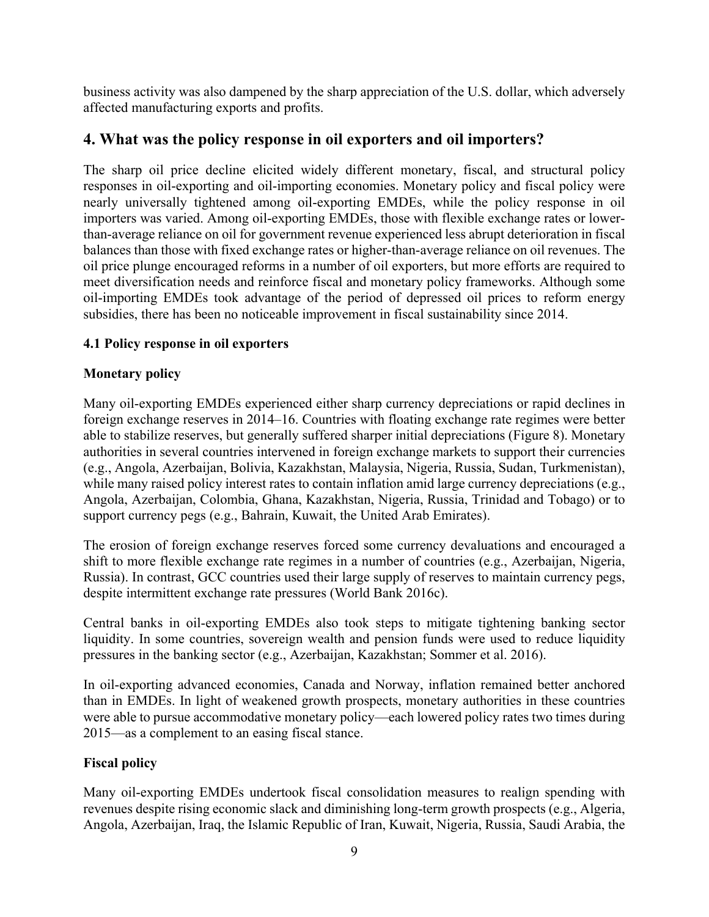business activity was also dampened by the sharp appreciation of the U.S. dollar, which adversely affected manufacturing exports and profits.

## 4. What was the policy response in oil exporters and oil importers?

The sharp oil price decline elicited widely different monetary, fiscal, and structural policy responses in oil-exporting and oil-importing economies. Monetary policy and fiscal policy were nearly universally tightened among oil-exporting EMDEs, while the policy response in oil importers was varied. Among oil-exporting EMDEs, those with flexible exchange rates or lower-than-average reliance on oil for government revenue experienced less abrupt deterioration in fiscal balances than those with fixed exchange rates or higher-than-average reliance on oil revenues. The oil price plunge encouraged reforms in a number of oil exporters, but more efforts are required to meet diversification needs and reinforce fiscal and monetary policy frameworks. Although some oil-importing EMDEs took advantage of the period of depressed oil prices to reform energy subsidies, there has been no noticeable improvement in fiscal sustainability since 2014.

### 4.1 Policy response in oil exporters

#### Monetary policy

Many oil-exporting EMDEs experienced either sharp currency depreciations or rapid declines in foreign exchange reserves in 2014–16. Countries with floating exchange rate regimes were better able to stabilize reserves, but generally suffered sharper initial depreciations (Figure 8). Monetary authorities in several countries intervened in foreign exchange markets to support their currencies (e.g., Angola, Azerbaijan, Bolivia, Kazakhstan, Malaysia, Nigeria, Russia, Sudan, Turkmenistan), while many raised policy interest rates to contain inflation amid large currency depreciations (e.g., Angola, Azerbaijan, Colombia, Ghana, Kazakhstan, Nigeria, Russia, Trinidad and Tobago) or to support currency pegs (e.g., Bahrain, Kuwait, the United Arab Emirates).

The erosion of foreign exchange reserves forced some currency devaluations and encouraged a shift to more flexible exchange rate regimes in a number of countries (e.g., Azerbaijan, Nigeria, Russia). In contrast, GCC countries used their large supply of reserves to maintain currency pegs, despite intermittent exchange rate pressures (World Bank 2016c).

Central banks in oil-exporting EMDEs also took steps to mitigate tightening banking sector liquidity. In some countries, sovereign wealth and pension funds were used to reduce liquidity pressures in the banking sector (e.g., Azerbaijan, Kazakhstan; Sommer et al. 2016).

In oil-exporting advanced economies, Canada and Norway, inflation remained better anchored than in EMDEs. In light of weakened growth prospects, monetary authorities in these countries were able to pursue accommodative monetary policy—each lowered policy rates two times during 2015—as a complement to an easing fiscal stance.

#### Fiscal policy

Many oil-exporting EMDEs undertook fiscal consolidation measures to realign spending with revenues despite rising economic slack and diminishing long-term growth prospects (e.g., Algeria, Angola, Azerbaijan, Iraq, the Islamic Republic of Iran, Kuwait, Nigeria, Russia, Saudi Arabia, the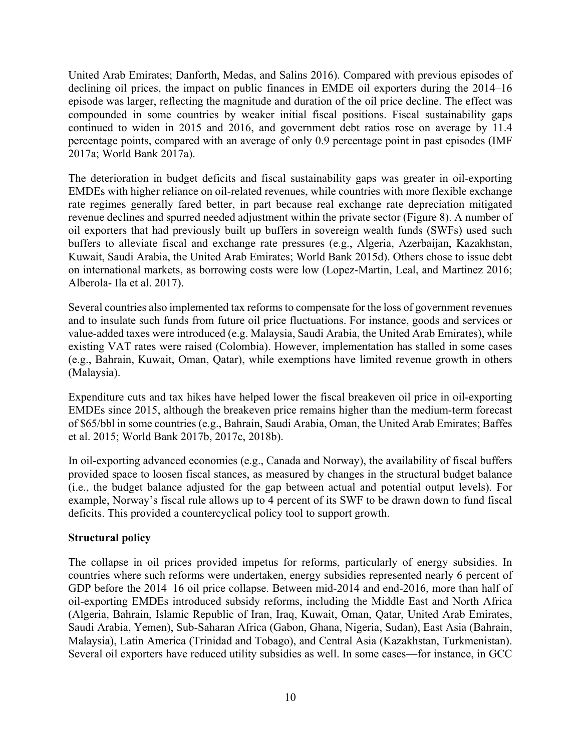United Arab Emirates; Danforth, Medas, and Salins 2016). Compared with previous episodes of declining oil prices, the impact on public finances in EMDE oil exporters during the 2014–16 episode was larger, reflecting the magnitude and duration of the oil price decline. The effect was compounded in some countries by weaker initial fiscal positions. Fiscal sustainability gaps continued to widen in 2015 and 2016, and government debt ratios rose on average by 11.4 percentage points, compared with an average of only 0.9 percentage point in past episodes (IMF 2017a; World Bank 2017a).

The deterioration in budget deficits and fiscal sustainability gaps was greater in oil-exporting EMDEs with higher reliance on oil-related revenues, while countries with more flexible exchange rate regimes generally fared better, in part because real exchange rate depreciation mitigated revenue declines and spurred needed adjustment within the private sector (Figure 8). A number of oil exporters that had previously built up buffers in sovereign wealth funds (SWFs) used such buffers to alleviate fiscal and exchange rate pressures (e.g., Algeria, Azerbaijan, Kazakhstan, Kuwait, Saudi Arabia, the United Arab Emirates; World Bank 2015d). Others chose to issue debt on international markets, as borrowing costs were low (Lopez-Martin, Leal, and Martinez 2016; Alberola- Ila et al. 2017).

Several countries also implemented tax reforms to compensate for the loss of government revenues and to insulate such funds from future oil price fluctuations. For instance, goods and services or value-added taxes were introduced (e.g. Malaysia, Saudi Arabia, the United Arab Emirates), while existing VAT rates were raised (Colombia). However, implementation has stalled in some cases (e.g., Bahrain, Kuwait, Oman, Qatar), while exemptions have limited revenue growth in others (Malaysia).

Expenditure cuts and tax hikes have helped lower the fiscal breakeven oil price in oil-exporting EMDEs since 2015, although the breakeven price remains higher than the medium-term forecast of $65/bbl in some countries (e.g., Bahrain, Saudi Arabia, Oman, the United Arab Emirates; Baffes et al. 2015; World Bank 2017b, 2017c, 2018b).

In oil-exporting advanced economies (e.g., Canada and Norway), the availability of fiscal buffers provided space to loosen fiscal stances, as measured by changes in the structural budget balance (i.e., the budget balance adjusted for the gap between actual and potential output levels). For example, Norway's fiscal rule allows up to 4 percent of its SWF to be drawn down to fund fiscal deficits. This provided a countercyclical policy tool to support growth.

**Structural policy**

The collapse in oil prices provided impetus for reforms, particularly of energy subsidies. In countries where such reforms were undertaken, energy subsidies represented nearly 6 percent of GDP before the 2014–16 oil price collapse. Between mid-2014 and end-2016, more than half of oil-exporting EMDEs introduced subsidy reforms, including the Middle East and North Africa (Algeria, Bahrain, Islamic Republic of Iran, Iraq, Kuwait, Oman, Qatar, United Arab Emirates, Saudi Arabia, Yemen), Sub-Saharan Africa (Gabon, Ghana, Nigeria, Sudan), East Asia (Bahrain, Malaysia), Latin America (Trinidad and Tobago), and Central Asia (Kazakhstan, Turkmenistan). Several oil exporters have reduced utility subsidies as well. In some cases—for instance, in GCC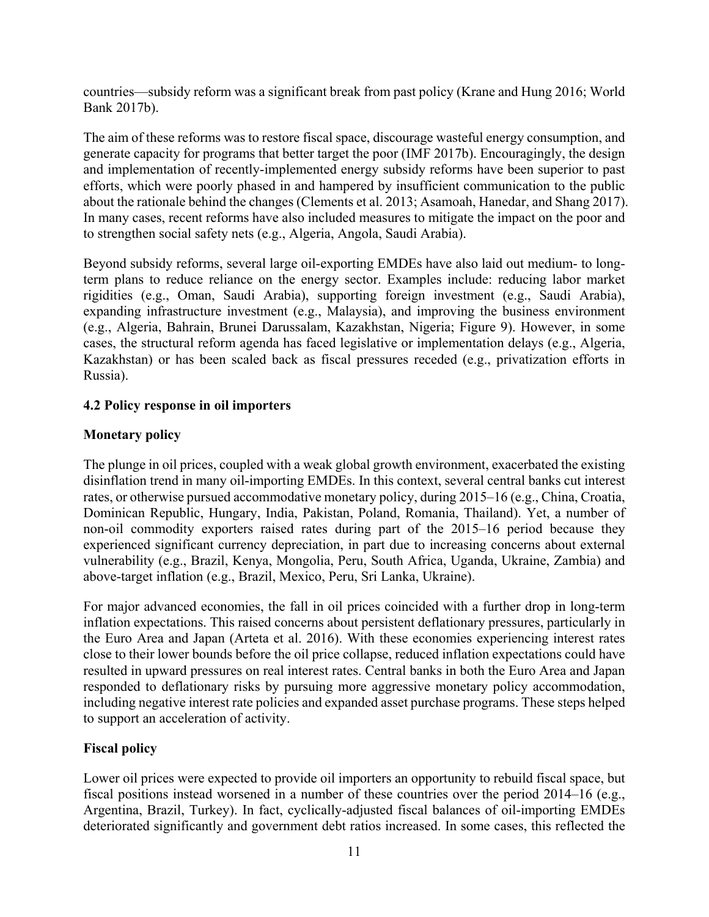countries—subsidy reform was a significant break from past policy (Krane and Hung 2016; World Bank 2017b).

The aim of these reforms was to restore fiscal space, discourage wasteful energy consumption, and generate capacity for programs that better target the poor (IMF 2017b). Encouragingly, the design and implementation of recently-implemented energy subsidy reforms have been superior to past efforts, which were poorly phased in and hampered by insufficient communication to the public about the rationale behind the changes (Clements et al. 2013; Asamoah, Hanedar, and Shang 2017). In many cases, recent reforms have also included measures to mitigate the impact on the poor and to strengthen social safety nets (e.g., Algeria, Angola, Saudi Arabia).

Beyond subsidy reforms, several large oil-exporting EMDEs have also laid out medium- to long-term plans to reduce reliance on the energy sector. Examples include: reducing labor market rigidities (e.g., Oman, Saudi Arabia), supporting foreign investment (e.g., Saudi Arabia), expanding infrastructure investment (e.g., Malaysia), and improving the business environment (e.g., Algeria, Bahrain, Brunei Darussalam, Kazakhstan, Nigeria; Figure 9). However, in some cases, the structural reform agenda has faced legislative or implementation delays (e.g., Algeria, Kazakhstan) or has been scaled back as fiscal pressures receded (e.g., privatization efforts in Russia).

### 4.2 Policy response in oil importers

#### Monetary policy

The plunge in oil prices, coupled with a weak global growth environment, exacerbated the existing disinflation trend in many oil-importing EMDEs. In this context, several central banks cut interest rates, or otherwise pursued accommodative monetary policy, during 2015–16 (e.g., China, Croatia, Dominican Republic, Hungary, India, Pakistan, Poland, Romania, Thailand). Yet, a number of non-oil commodity exporters raised rates during part of the 2015–16 period because they experienced significant currency depreciation, in part due to increasing concerns about external vulnerability (e.g., Brazil, Kenya, Mongolia, Peru, South Africa, Uganda, Ukraine, Zambia) and above-target inflation (e.g., Brazil, Mexico, Peru, Sri Lanka, Ukraine).

For major advanced economies, the fall in oil prices coincided with a further drop in long-term inflation expectations. This raised concerns about persistent deflationary pressures, particularly in the Euro Area and Japan (Arteta et al. 2016). With these economies experiencing interest rates close to their lower bounds before the oil price collapse, reduced inflation expectations could have resulted in upward pressures on real interest rates. Central banks in both the Euro Area and Japan responded to deflationary risks by pursuing more aggressive monetary policy accommodation, including negative interest rate policies and expanded asset purchase programs. These steps helped to support an acceleration of activity.

#### Fiscal policy

Lower oil prices were expected to provide oil importers an opportunity to rebuild fiscal space, but fiscal positions instead worsened in a number of these countries over the period 2014–16 (e.g., Argentina, Brazil, Turkey). In fact, cyclically-adjusted fiscal balances of oil-importing EMDEs deteriorated significantly and government debt ratios increased. In some cases, this reflected the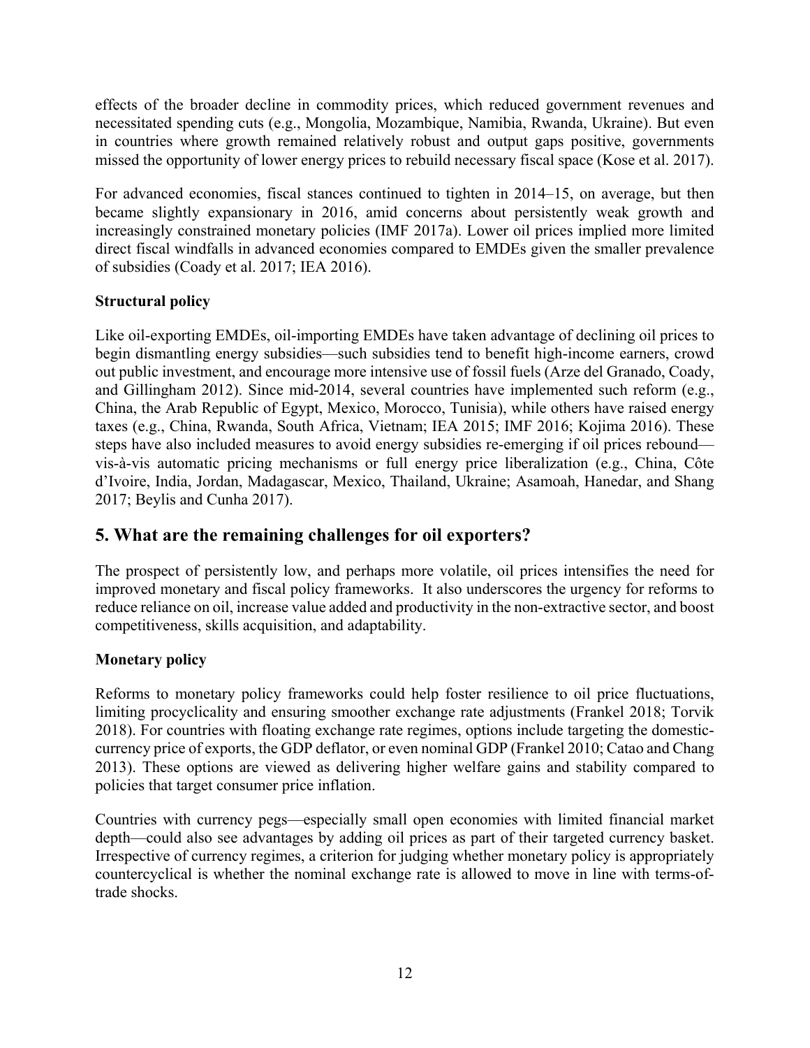effects of the broader decline in commodity prices, which reduced government revenues and necessitated spending cuts (e.g., Mongolia, Mozambique, Namibia, Rwanda, Ukraine). But even in countries where growth remained relatively robust and output gaps positive, governments missed the opportunity of lower energy prices to rebuild necessary fiscal space (Kose et al. 2017).

For advanced economies, fiscal stances continued to tighten in 2014–15, on average, but then became slightly expansionary in 2016, amid concerns about persistently weak growth and increasingly constrained monetary policies (IMF 2017a). Lower oil prices implied more limited direct fiscal windfalls in advanced economies compared to EMDEs given the smaller prevalence of subsidies (Coady et al. 2017; IEA 2016).

**Structural policy**

Like oil-exporting EMDEs, oil-importing EMDEs have taken advantage of declining oil prices to begin dismantling energy subsidies—such subsidies tend to benefit high-income earners, crowd out public investment, and encourage more intensive use of fossil fuels (Arze del Granado, Coady, and Gillingham 2012). Since mid-2014, several countries have implemented such reform (e.g., China, the Arab Republic of Egypt, Mexico, Morocco, Tunisia), while others have raised energy taxes (e.g., China, Rwanda, South Africa, Vietnam; IEA 2015; IMF 2016; Kojima 2016). These steps have also included measures to avoid energy subsidies re-emerging if oil prices rebound—vis-à-vis automatic pricing mechanisms or full energy price liberalization (e.g., China, Côte d'Ivoire, India, Jordan, Madagascar, Mexico, Thailand, Ukraine; Asamoah, Hanedar, and Shang 2017; Beylis and Cunha 2017).

## 5. What are the remaining challenges for oil exporters?

The prospect of persistently low, and perhaps more volatile, oil prices intensifies the need for improved monetary and fiscal policy frameworks. It also underscores the urgency for reforms to reduce reliance on oil, increase value added and productivity in the non-extractive sector, and boost competitiveness, skills acquisition, and adaptability.

**Monetary policy**

Reforms to monetary policy frameworks could help foster resilience to oil price fluctuations, limiting procyclicality and ensuring smoother exchange rate adjustments (Frankel 2018; Torvik 2018). For countries with floating exchange rate regimes, options include targeting the domestic-currency price of exports, the GDP deflator, or even nominal GDP (Frankel 2010; Catao and Chang 2013). These options are viewed as delivering higher welfare gains and stability compared to policies that target consumer price inflation.

Countries with currency pegs—especially small open economies with limited financial market depth—could also see advantages by adding oil prices as part of their targeted currency basket. Irrespective of currency regimes, a criterion for judging whether monetary policy is appropriately countercyclical is whether the nominal exchange rate is allowed to move in line with terms-of-trade shocks.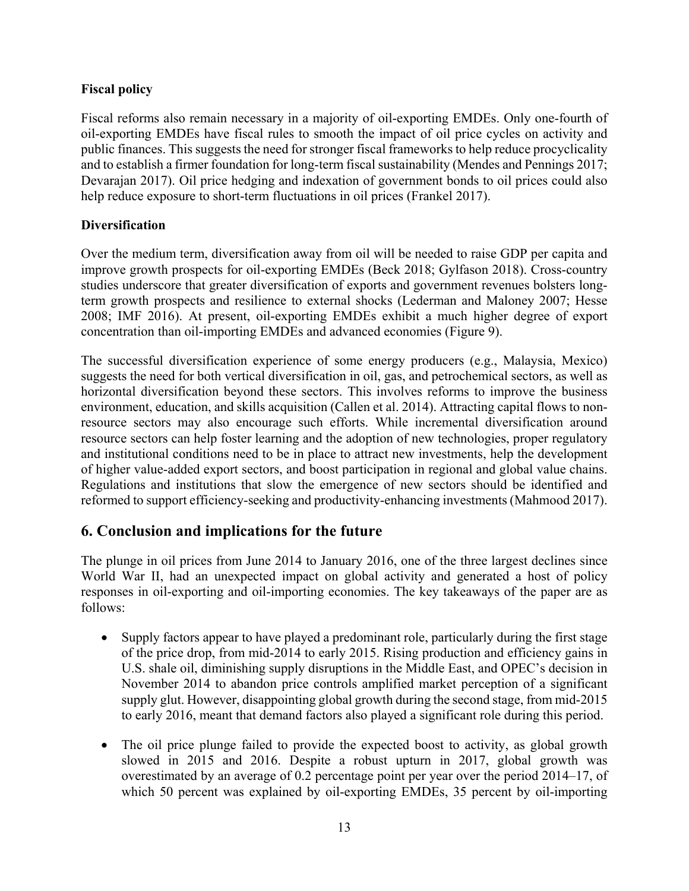**Fiscal policy**

Fiscal reforms also remain necessary in a majority of oil-exporting EMDEs. Only one-fourth of oil-exporting EMDEs have fiscal rules to smooth the impact of oil price cycles on activity and public finances. This suggests the need for stronger fiscal frameworks to help reduce procyclicality and to establish a firmer foundation for long-term fiscal sustainability (Mendes and Pennings 2017; Devarajan 2017). Oil price hedging and indexation of government bonds to oil prices could also help reduce exposure to short-term fluctuations in oil prices (Frankel 2017).

**Diversification**

Over the medium term, diversification away from oil will be needed to raise GDP per capita and improve growth prospects for oil-exporting EMDEs (Beck 2018; Gylfason 2018). Cross-country studies underscore that greater diversification of exports and government revenues bolsters long-term growth prospects and resilience to external shocks (Lederman and Maloney 2007; Hesse 2008; IMF 2016). At present, oil-exporting EMDEs exhibit a much higher degree of export concentration than oil-importing EMDEs and advanced economies (Figure 9).

The successful diversification experience of some energy producers (e.g., Malaysia, Mexico) suggests the need for both vertical diversification in oil, gas, and petrochemical sectors, as well as horizontal diversification beyond these sectors. This involves reforms to improve the business environment, education, and skills acquisition (Callen et al. 2014). Attracting capital flows to non-resource sectors may also encourage such efforts. While incremental diversification around resource sectors can help foster learning and the adoption of new technologies, proper regulatory and institutional conditions need to be in place to attract new investments, help the development of higher value-added export sectors, and boost participation in regional and global value chains. Regulations and institutions that slow the emergence of new sectors should be identified and reformed to support efficiency-seeking and productivity-enhancing investments (Mahmood 2017).

## 6. Conclusion and implications for the future

The plunge in oil prices from June 2014 to January 2016, one of the three largest declines since World War II, had an unexpected impact on global activity and generated a host of policy responses in oil-exporting and oil-importing economies. The key takeaways of the paper are as follows:

- Supply factors appear to have played a predominant role, particularly during the first stage of the price drop, from mid-2014 to early 2015. Rising production and efficiency gains in U.S. shale oil, diminishing supply disruptions in the Middle East, and OPEC's decision in November 2014 to abandon price controls amplified market perception of a significant supply glut. However, disappointing global growth during the second stage, from mid-2015 to early 2016, meant that demand factors also played a significant role during this period.

- The oil price plunge failed to provide the expected boost to activity, as global growth slowed in 2015 and 2016. Despite a robust upturn in 2017, global growth was overestimated by an average of 0.2 percentage point per year over the period 2014–17, of which 50 percent was explained by oil-exporting EMDEs, 35 percent by oil-importing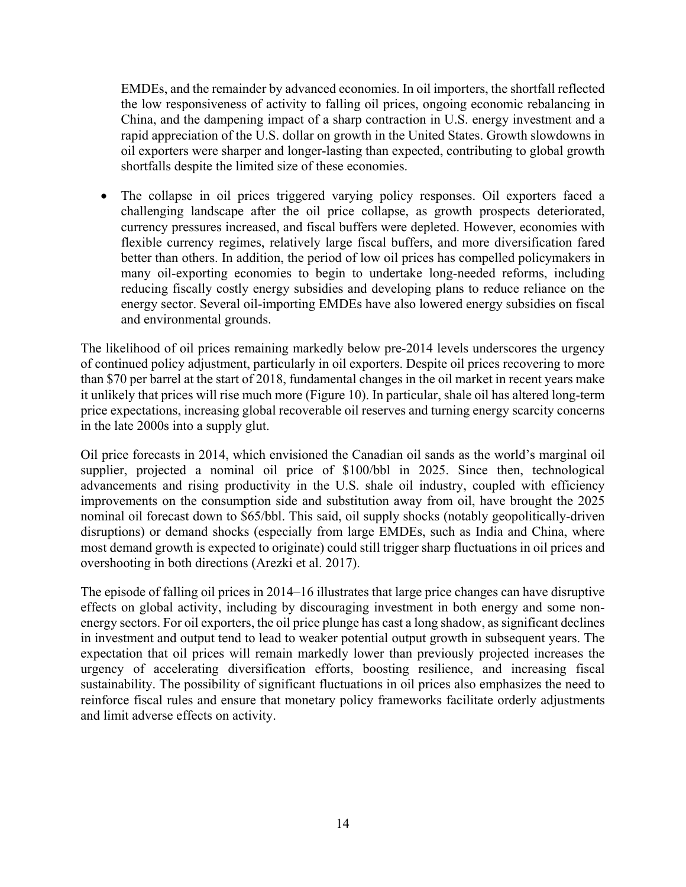EMDEs, and the remainder by advanced economies. In oil importers, the shortfall reflected the low responsiveness of activity to falling oil prices, ongoing economic rebalancing in China, and the dampening impact of a sharp contraction in U.S. energy investment and a rapid appreciation of the U.S. dollar on growth in the United States. Growth slowdowns in oil exporters were sharper and longer-lasting than expected, contributing to global growth shortfalls despite the limited size of these economies.

- The collapse in oil prices triggered varying policy responses. Oil exporters faced a challenging landscape after the oil price collapse, as growth prospects deteriorated, currency pressures increased, and fiscal buffers were depleted. However, economies with flexible currency regimes, relatively large fiscal buffers, and more diversification fared better than others. In addition, the period of low oil prices has compelled policymakers in many oil-exporting economies to begin to undertake long-needed reforms, including reducing fiscally costly energy subsidies and developing plans to reduce reliance on the energy sector. Several oil-importing EMDEs have also lowered energy subsidies on fiscal and environmental grounds.

The likelihood of oil prices remaining markedly below pre-2014 levels underscores the urgency of continued policy adjustment, particularly in oil exporters. Despite oil prices recovering to more than $70 per barrel at the start of 2018, fundamental changes in the oil market in recent years make it unlikely that prices will rise much more (Figure 10). In particular, shale oil has altered long-term price expectations, increasing global recoverable oil reserves and turning energy scarcity concerns in the late 2000s into a supply glut.

Oil price forecasts in 2014, which envisioned the Canadian oil sands as the world's marginal oil supplier, projected a nominal oil price of $100/bbl in 2025. Since then, technological advancements and rising productivity in the U.S. shale oil industry, coupled with efficiency improvements on the consumption side and substitution away from oil, have brought the 2025 nominal oil forecast down to $65/bbl. This said, oil supply shocks (notably geopolitically-driven disruptions) or demand shocks (especially from large EMDEs, such as India and China, where most demand growth is expected to originate) could still trigger sharp fluctuations in oil prices and overshooting in both directions (Arezki et al. 2017).

The episode of falling oil prices in 2014–16 illustrates that large price changes can have disruptive effects on global activity, including by discouraging investment in both energy and some non-energy sectors. For oil exporters, the oil price plunge has cast a long shadow, as significant declines in investment and output tend to lead to weaker potential output growth in subsequent years. The expectation that oil prices will remain markedly lower than previously projected increases the urgency of accelerating diversification efforts, boosting resilience, and increasing fiscal sustainability. The possibility of significant fluctuations in oil prices also emphasizes the need to reinforce fiscal rules and ensure that monetary policy frameworks facilitate orderly adjustments and limit adverse effects on activity.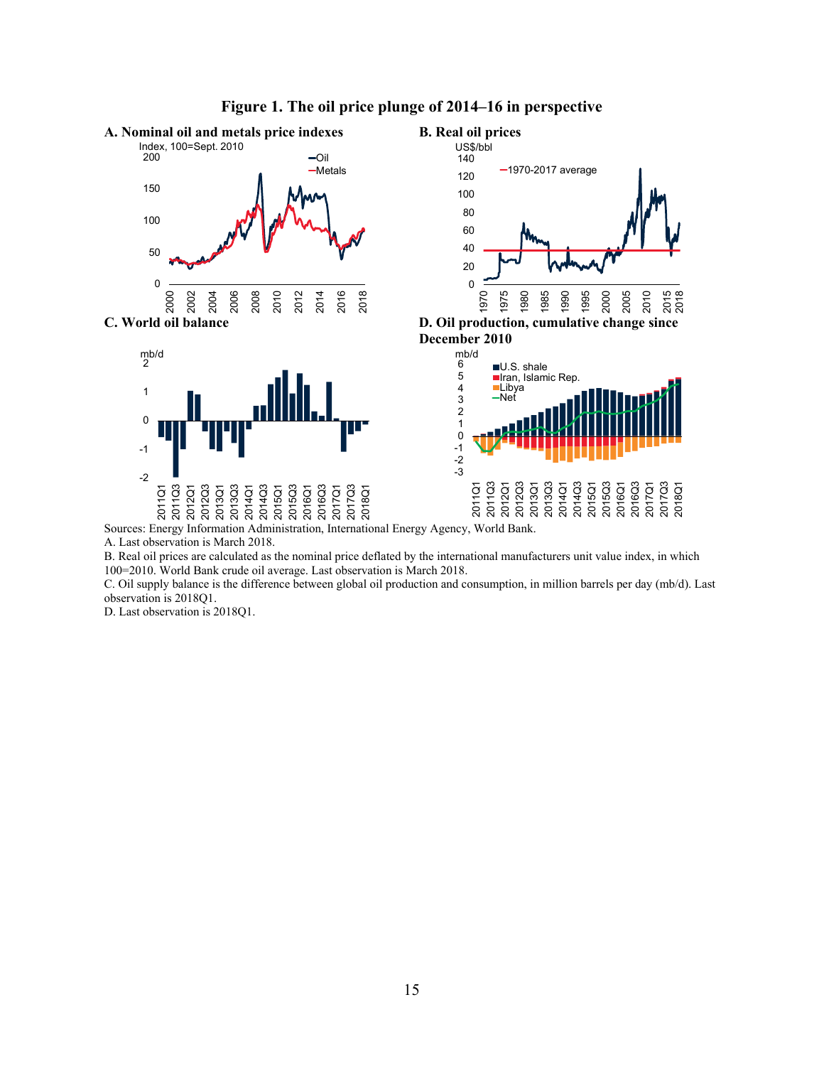**Figure 1. The oil price plunge of 2014–16 in perspective**

**A. Nominal oil and metals price indexes**

**B. Real oil prices**

**C. World oil balance**

**D. Oil production, cumulative change since December 2010**

Sources: Energy Information Administration, International Energy Agency, World Bank.

A. Last observation is March 2018.

B. Real oil prices are calculated as the nominal price deflated by the international manufacturers unit value index, in which 100=2010. World Bank crude oil average. Last observation is March 2018.

C. Oil supply balance is the difference between global oil production and consumption, in million barrels per day (mb/d). Last observation is 2018Q1.

D. Last observation is 2018Q1.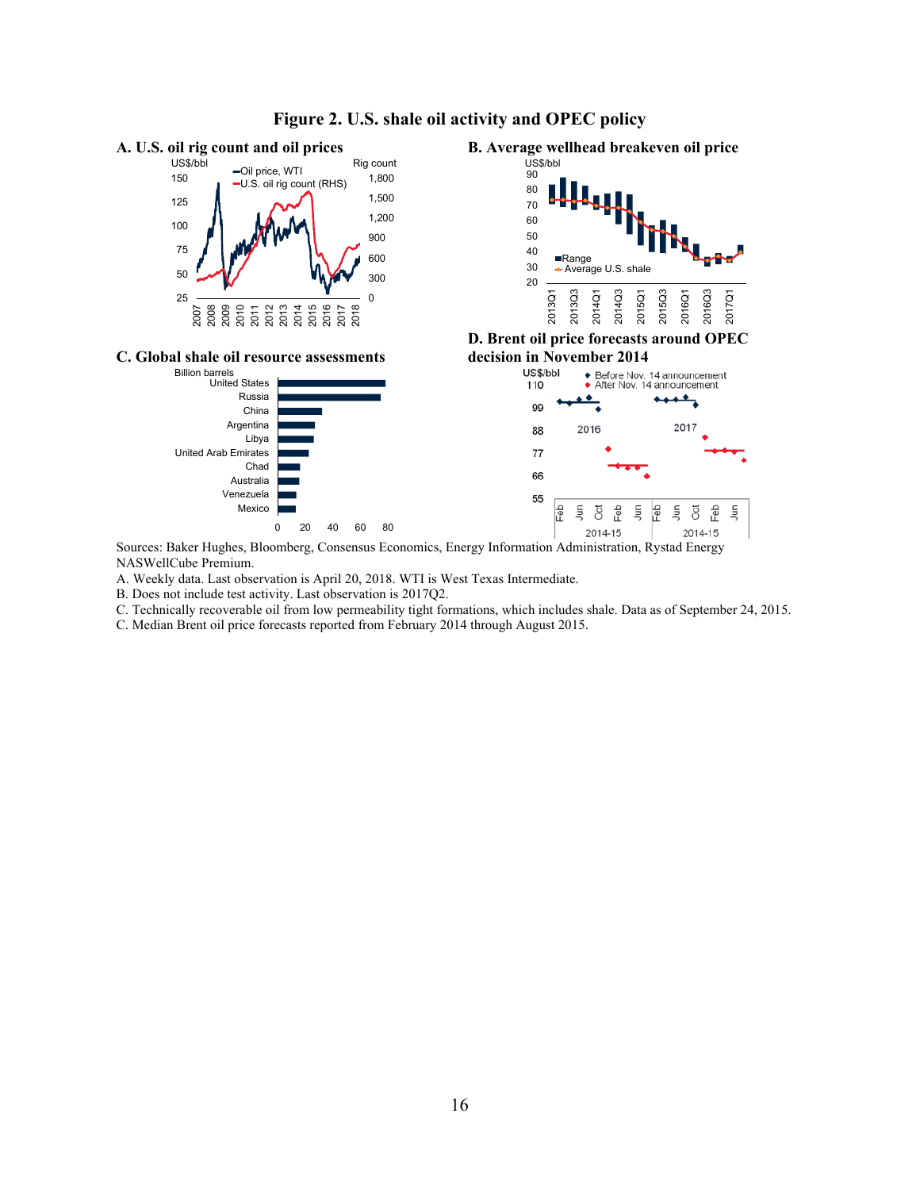**Figure 2. U.S. shale oil activity and OPEC policy**

**A. U.S. oil rig count and oil prices**

**B. Average wellhead breakeven oil price**

**C. Global shale oil resource assessments**

**D. Brent oil price forecasts around OPEC decision in November 2014**

Sources: Baker Hughes, Bloomberg, Consensus Economics, Energy Information Administration, Rystad Energy NASWellCube Premium.

A. Weekly data. Last observation is April 20, 2018. WTI is West Texas Intermediate.

B. Does not include test activity. Last observation is 2017Q2.

C. Technically recoverable oil from low permeability tight formations, which includes shale. Data as of September 24, 2015.

C. Median Brent oil price forecasts reported from February 2014 through August 2015.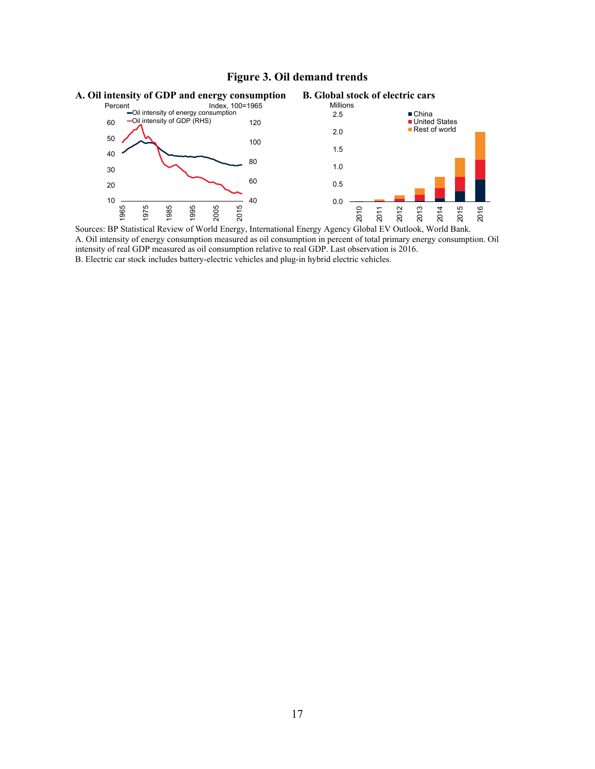**Figure 3. Oil demand trends**

**A. Oil intensity of GDP and energy consumption**

**B. Global stock of electric cars**

Sources: BP Statistical Review of World Energy, International Energy Agency Global EV Outlook, World Bank.

A. Oil intensity of energy consumption measured as oil consumption in percent of total primary energy consumption. Oil intensity of real GDP measured as oil consumption relative to real GDP. Last observation is 2016.

B. Electric car stock includes battery-electric vehicles and plug-in hybrid electric vehicles.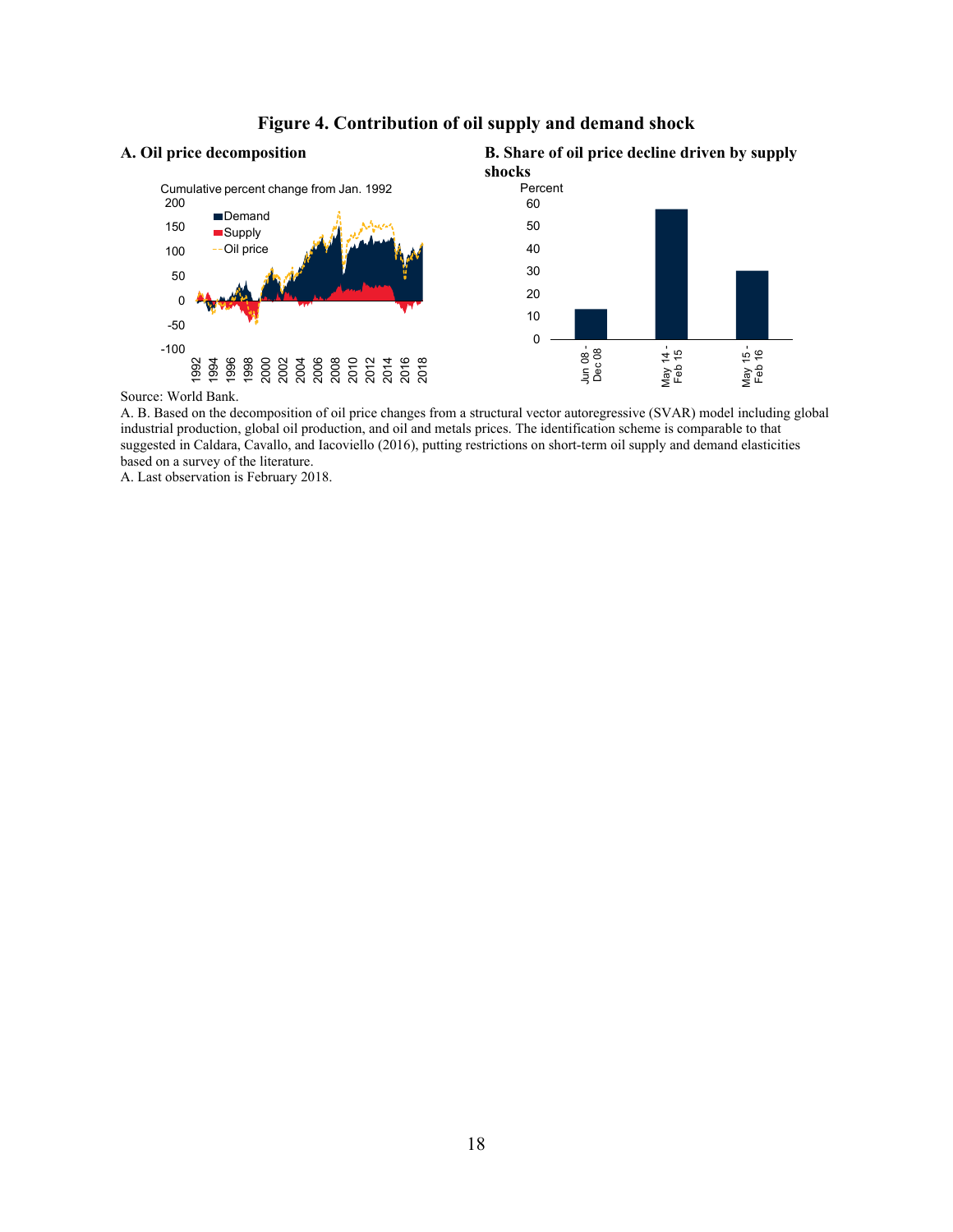**Figure 4. Contribution of oil supply and demand shock**

**A. Oil price decomposition**

**B. Share of oil price decline driven by supply shocks**

Source: World Bank.

A. B. Based on the decomposition of oil price changes from a structural vector autoregressive (SVAR) model including global industrial production, global oil production, and oil and metals prices. The identification scheme is comparable to that suggested in Caldara, Cavallo, and Iacoviello (2016), putting restrictions on short-term oil supply and demand elasticities based on a survey of the literature.

A. Last observation is February 2018.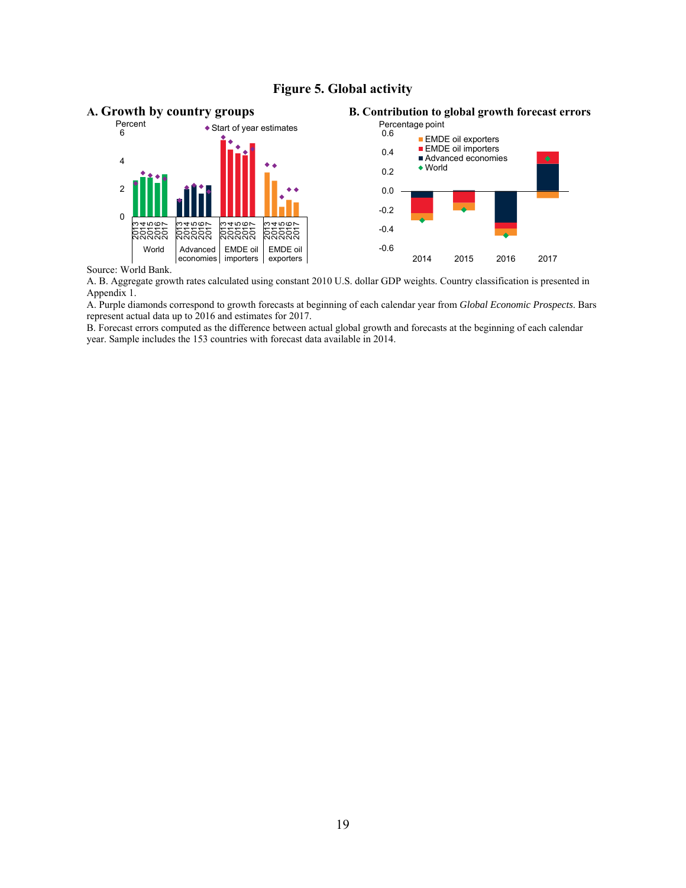# Figure 5. Global activity

**A. Growth by country groups**

**B. Contribution to global growth forecast errors**

Source: World Bank.

A. B. Aggregate growth rates calculated using constant 2010 U.S. dollar GDP weights. Country classification is presented in Appendix 1.

A. Purple diamonds correspond to growth forecasts at beginning of each calendar year from *Global Economic Prospects*. Bars represent actual data up to 2016 and estimates for 2017.

B. Forecast errors computed as the difference between actual global growth and forecasts at the beginning of each calendar year. Sample includes the 153 countries with forecast data available in 2014.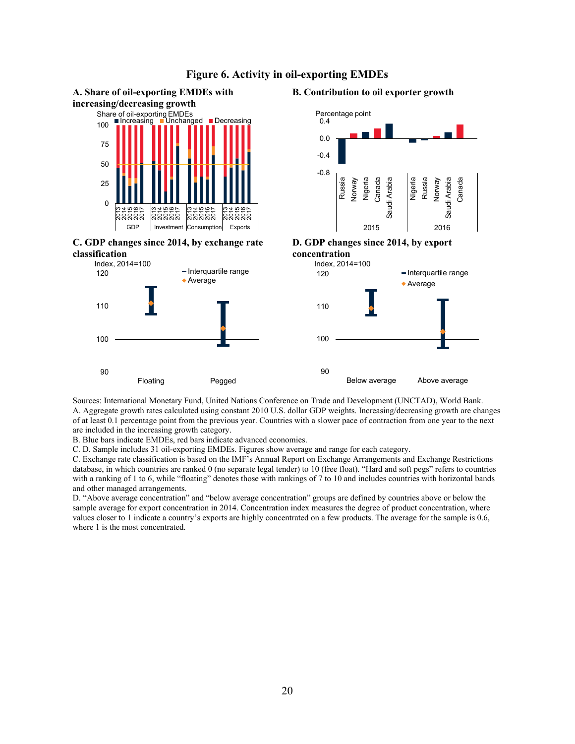**Figure 6. Activity in oil-exporting EMDEs**

**A. Share of oil-exporting EMDEs with increasing/decreasing growth**

Share of oil-exporting EMDEs

■ Increasing ■ Unchanged ■ Decreasing

**B. Contribution to oil exporter growth**

Percentage point

**C. GDP changes since 2014, by exchange rate classification**

Index, 2014=100

**D. GDP changes since 2014, by export concentration**

Index, 2014=100

Sources: International Monetary Fund, United Nations Conference on Trade and Development (UNCTAD), World Bank.

A. Aggregate growth rates calculated using constant 2010 U.S. dollar GDP weights. Increasing/decreasing growth are changes of at least 0.1 percentage point from the previous year. Countries with a slower pace of contraction from one year to the next are included in the increasing growth category.

B. Blue bars indicate EMDEs, red bars indicate advanced economies.

C. D. Sample includes 31 oil-exporting EMDEs. Figures show average and range for each category.

C. Exchange rate classification is based on the IMF's Annual Report on Exchange Arrangements and Exchange Restrictions database, in which countries are ranked 0 (no separate legal tender) to 10 (free float). "Hard and soft pegs" refers to countries with a ranking of 1 to 6, while "floating" denotes those with rankings of 7 to 10 and includes countries with horizontal bands and other managed arrangements.

D. "Above average concentration" and "below average concentration" groups are defined by countries above or below the sample average for export concentration in 2014. Concentration index measures the degree of product concentration, where values closer to 1 indicate a country's exports are highly concentrated on a few products. The average for the sample is 0.6, where 1 is the most concentrated.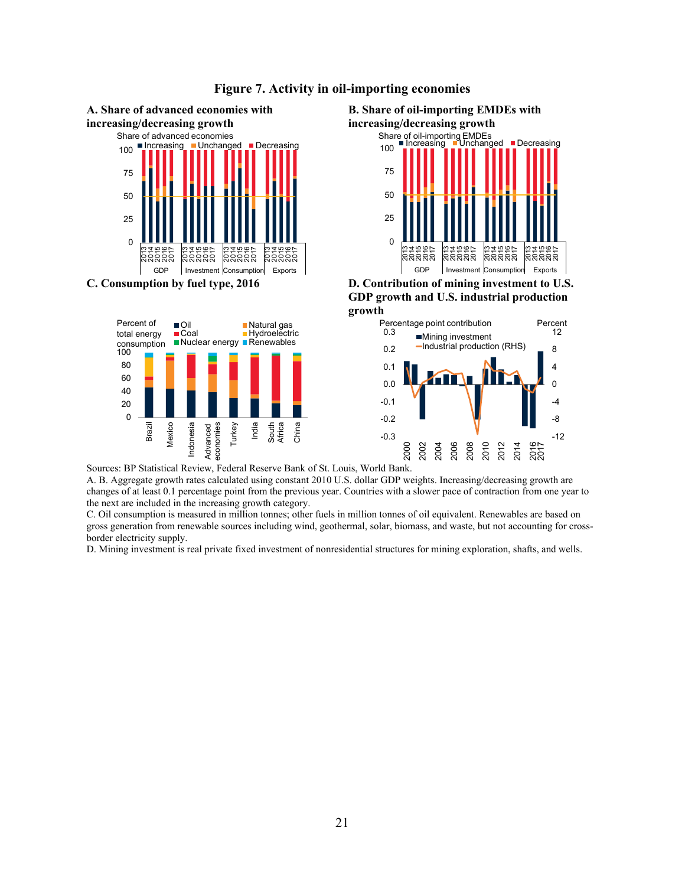**Figure 7. Activity in oil-importing economies**

**A. Share of advanced economies with increasing/decreasing growth**

**B. Share of oil-importing EMDEs with increasing/decreasing growth**

**C. Consumption by fuel type, 2016**

**D. Contribution of mining investment to U.S. GDP growth and U.S. industrial production growth**

Sources: BP Statistical Review, Federal Reserve Bank of St. Louis, World Bank.

A. B. Aggregate growth rates calculated using constant 2010 U.S. dollar GDP weights. Increasing/decreasing growth are changes of at least 0.1 percentage point from the previous year. Countries with a slower pace of contraction from one year to the next are included in the increasing growth category.

C. Oil consumption is measured in million tonnes; other fuels in million tonnes of oil equivalent. Renewables are based on gross generation from renewable sources including wind, geothermal, solar, biomass, and waste, but not accounting for cross-border electricity supply.

D. Mining investment is real private fixed investment of nonresidential structures for mining exploration, shafts, and wells.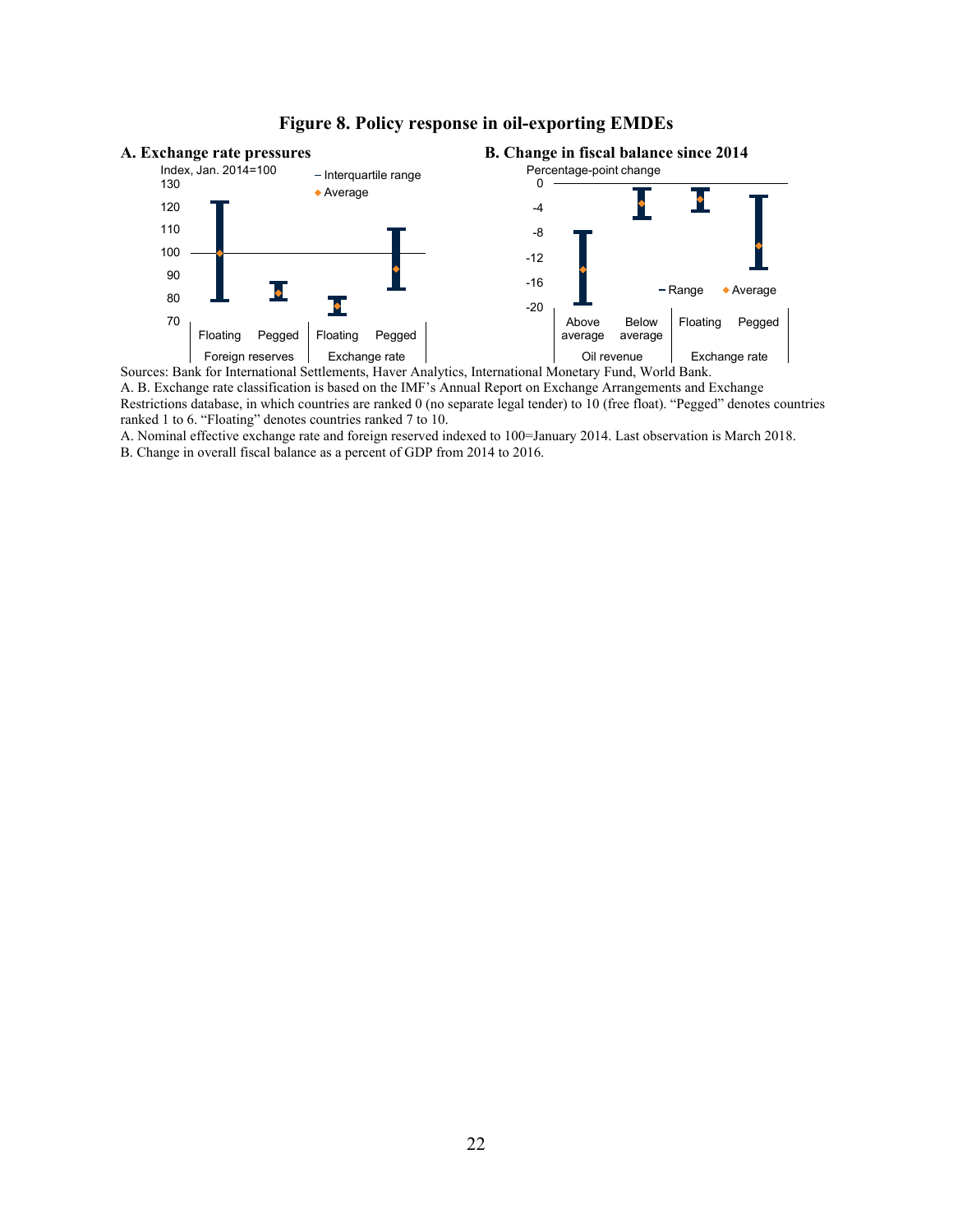**Figure 8. Policy response in oil-exporting EMDEs**

**A. Exchange rate pressures**

**B. Change in fiscal balance since 2014**

Sources: Bank for International Settlements, Haver Analytics, International Monetary Fund, World Bank.

A. B. Exchange rate classification is based on the IMF's Annual Report on Exchange Arrangements and Exchange Restrictions database, in which countries are ranked 0 (no separate legal tender) to 10 (free float). "Pegged" denotes countries ranked 1 to 6. "Floating" denotes countries ranked 7 to 10.

A. Nominal effective exchange rate and foreign reserved indexed to 100=January 2014. Last observation is March 2018.

B. Change in overall fiscal balance as a percent of GDP from 2014 to 2016.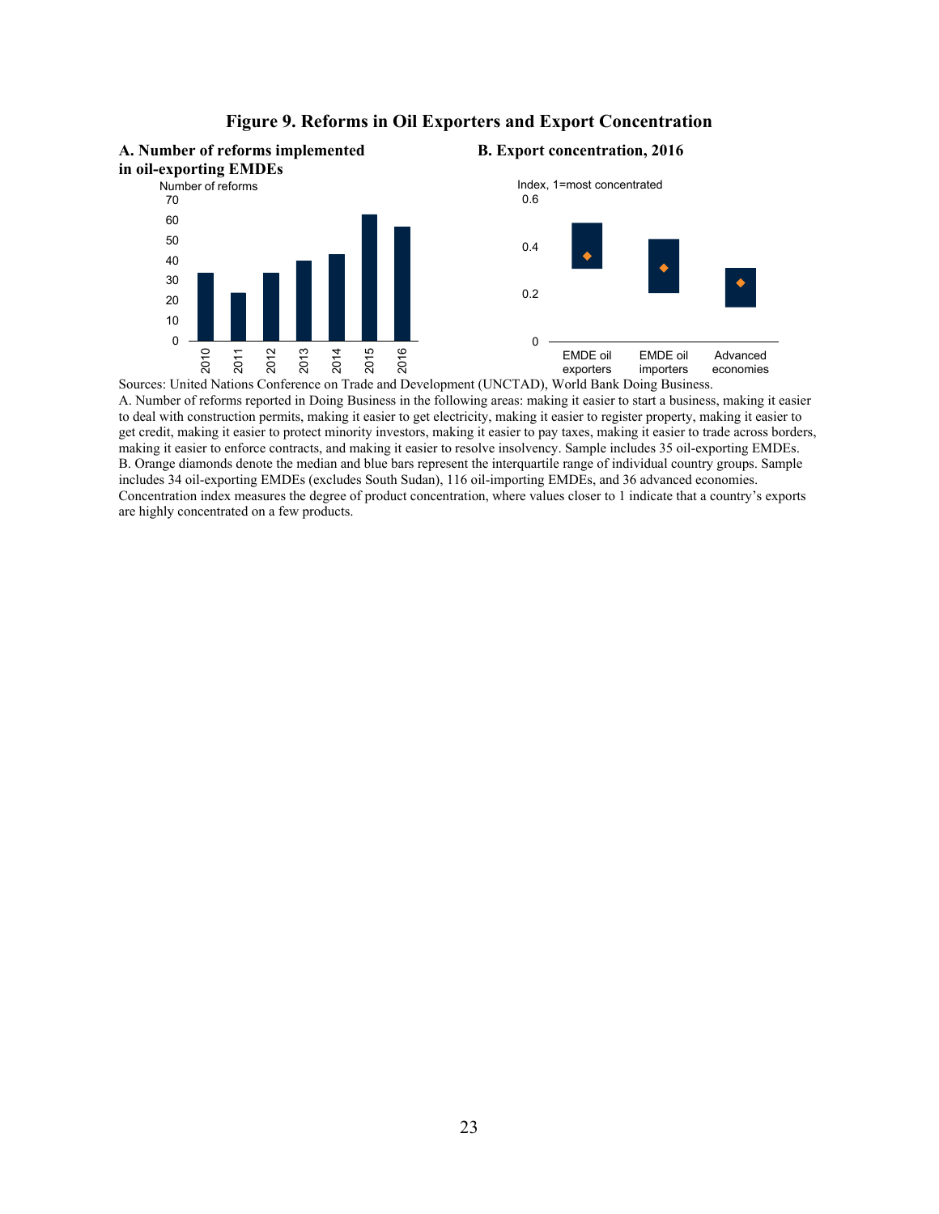**Figure 9. Reforms in Oil Exporters and Export Concentration**

**A. Number of reforms implemented in oil-exporting EMDEs**

**B. Export concentration, 2016**

Sources: United Nations Conference on Trade and Development (UNCTAD), World Bank Doing Business.

A. Number of reforms reported in Doing Business in the following areas: making it easier to start a business, making it easier to deal with construction permits, making it easier to get electricity, making it easier to register property, making it easier to get credit, making it easier to protect minority investors, making it easier to pay taxes, making it easier to trade across borders, making it easier to enforce contracts, and making it easier to resolve insolvency. Sample includes 35 oil-exporting EMDEs.

B. Orange diamonds denote the median and blue bars represent the interquartile range of individual country groups. Sample includes 34 oil-exporting EMDEs (excludes South Sudan), 116 oil-importing EMDEs, and 36 advanced economies. Concentration index measures the degree of product concentration, where values closer to 1 indicate that a country's exports are highly concentrated on a few products.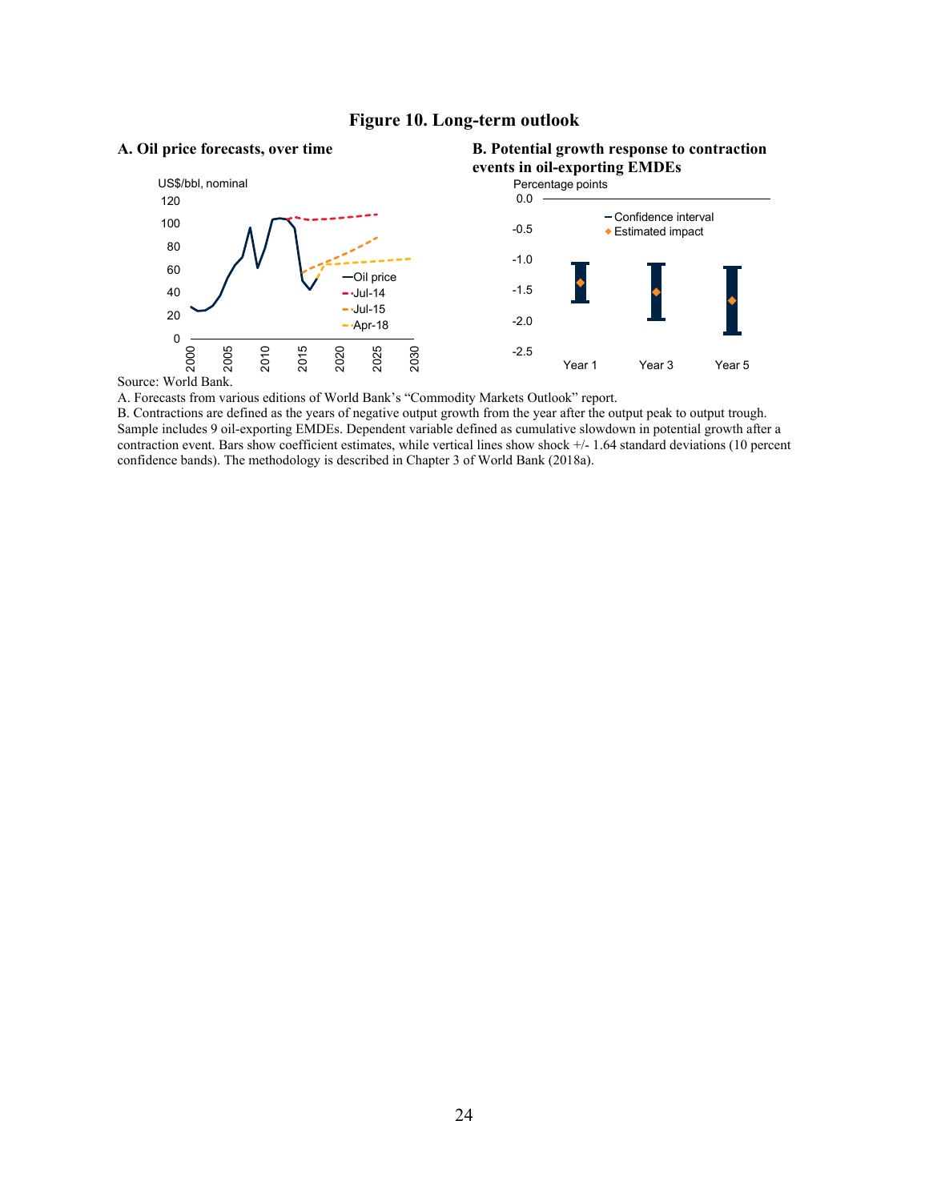**Figure 10. Long-term outlook**

**A. Oil price forecasts, over time**

US$/bbl, nominal

**B. Potential growth response to contraction events in oil-exporting EMDEs**

Percentage points

Source: World Bank.

A. Forecasts from various editions of World Bank's "Commodity Markets Outlook" report.

B. Contractions are defined as the years of negative output growth from the year after the output peak to output trough. Sample includes 9 oil-exporting EMDEs. Dependent variable defined as cumulative slowdown in potential growth after a contraction event. Bars show coefficient estimates, while vertical lines show shock +/- 1.64 standard deviations (10 percent confidence bands). The methodology is described in Chapter 3 of World Bank (2018a).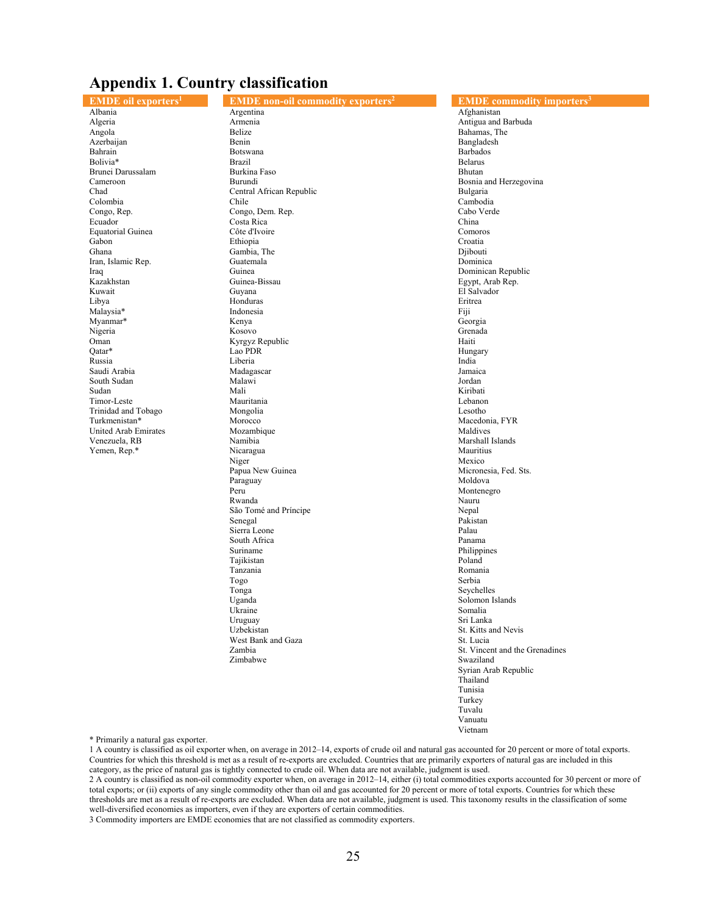# Appendix 1. Country classification

| EMDE oil exporters[1] | EMDE non-oil commodity exporters[2] | EMDE commodity importers[3] |
|---|---|---|
| Albania | Argentina | Afghanistan |
| Algeria | Armenia | Antigua and Barbuda |
| Angola | Belize | Bahamas, The |
| Azerbaijan | Benin | Bangladesh |
| Bahrain | Botswana | Barbados |
| Bolivia* | Brazil | Belarus |
| Brunei Darussalam | Burkina Faso | Bhutan |
| Cameroon | Burundi | Bosnia and Herzegovina |
| Chad | Central African Republic | Bulgaria |
| Colombia | Chile | Cambodia |
| Congo, Rep. | Congo, Dem. Rep. | Cabo Verde |
| Ecuador | Costa Rica | China |
| Equatorial Guinea | Côte d'Ivoire | Comoros |
| Gabon | Ethiopia | Croatia |
| Ghana | Gambia, The | Djibouti |
| Iran, Islamic Rep. | Guatemala | Dominica |
| Iraq | Guinea | Dominican Republic |
| Kazakhstan | Guinea-Bissau | Egypt, Arab Rep. |
| Kuwait | Guyana | El Salvador |
| Libya | Honduras | Eritrea |
| Malaysia* | Indonesia | Fiji |
| Myanmar* | Kenya | Georgia |
| Nigeria | Kosovo | Grenada |
| Oman | Kyrgyz Republic | Haiti |
| Qatar* | Lao PDR | Hungary |
| Russia | Liberia | India |
| Saudi Arabia | Madagascar | Jamaica |
| South Sudan | Malawi | Jordan |
| Sudan | Mali | Kiribati |
| Timor-Leste | Mauritania | Lebanon |
| Trinidad and Tobago | Mongolia | Lesotho |
| Turkmenistan* | Morocco | Macedonia, FYR |
| United Arab Emirates | Mozambique | Maldives |
| Venezuela, RB | Namibia | Marshall Islands |
| Yemen, Rep.* | Nicaragua | Mauritius |
| | Niger | Mexico |
| | Papua New Guinea | Micronesia, Fed. Sts. |
| | Paraguay | Moldova |
| | Peru | Montenegro |
| | Rwanda | Nauru |
| | São Tomé and Príncipe | Nepal |
| | Senegal | Pakistan |
| | Sierra Leone | Palau |
| | South Africa | Panama |
| | Suriname | Philippines |
| | Tajikistan | Poland |
| | Tanzania | Romania |
| | Togo | Serbia |
| | Tonga | Seychelles |
| | Uganda | Solomon Islands |
| | Ukraine | Somalia |
| | Uruguay | Sri Lanka |
| | Uzbekistan | St. Kitts and Nevis |
| | West Bank and Gaza | St. Lucia |
| | Zambia | St. Vincent and the Grenadines |
| | Zimbabwe | Swaziland |
| | | Syrian Arab Republic |
| | | Thailand |
| | | Tunisia |
| | | Turkey |
| | | Tuvalu |
| | | Vanuatu |
| | | Vietnam |

* Primarily a natural gas exporter.

1 A country is classified as oil exporter when, on average in 2012–14, exports of crude oil and natural gas accounted for 20 percent or more of total exports. Countries for which this threshold is met as a result of re-exports are excluded. Countries that are primarily exporters of natural gas are included in this category, as the price of natural gas is tightly connected to crude oil. When data are not available, judgment is used.

2 A country is classified as non-oil commodity exporter when, on average in 2012–14, either (i) total commodities exports accounted for 30 percent or more of total exports; or (ii) exports of any single commodity other than oil and gas accounted for 20 percent or more of total exports. Countries for which these thresholds are met as a result of re-exports are excluded. When data are not available, judgment is used. This taxonomy results in the classification of some well-diversified economies as importers, even if they are exporters of certain commodities.

3 Commodity importers are EMDE economies that are not classified as commodity exporters.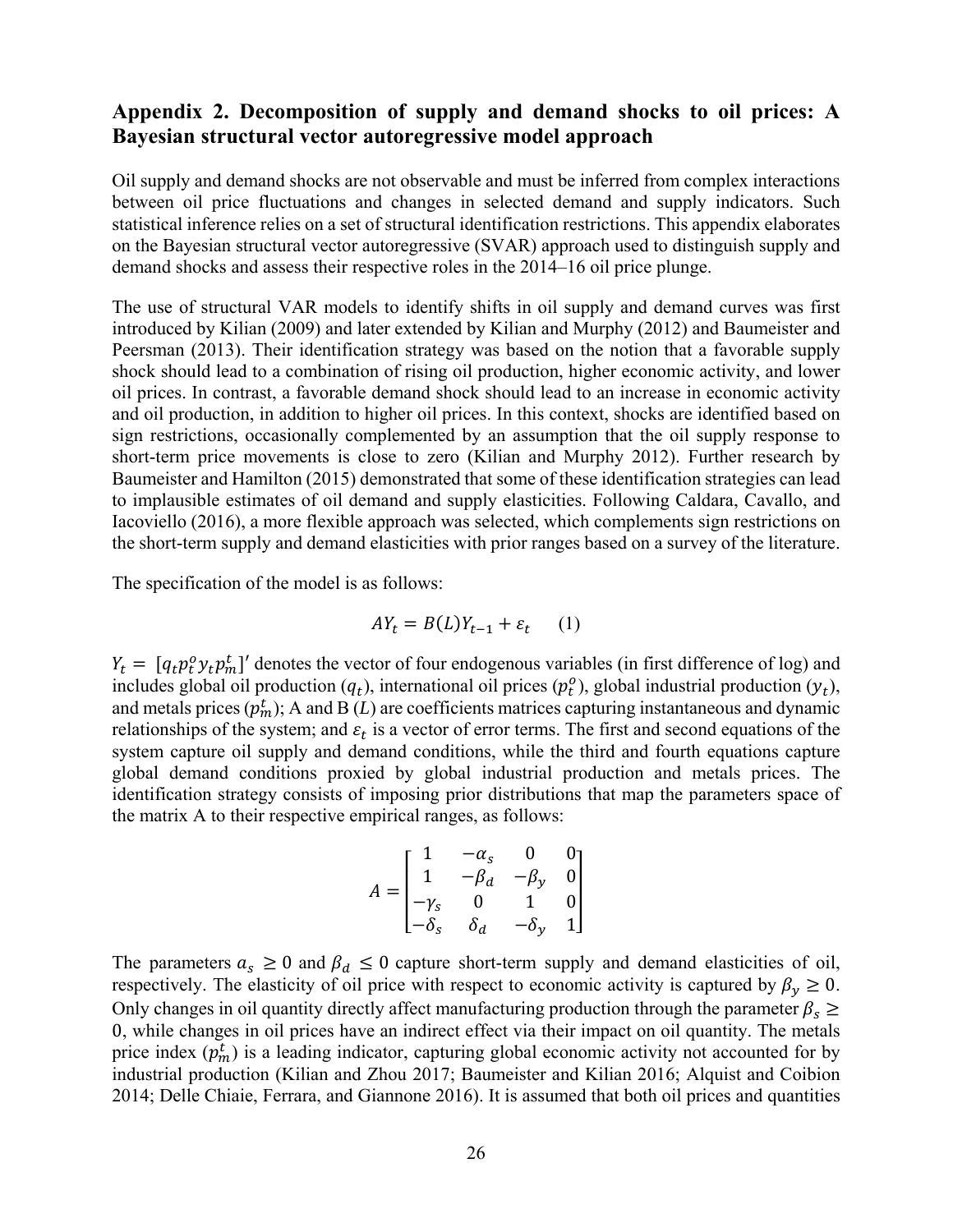## Appendix 2. Decomposition of supply and demand shocks to oil prices: A Bayesian structural vector autoregressive model approach

Oil supply and demand shocks are not observable and must be inferred from complex interactions between oil price fluctuations and changes in selected demand and supply indicators. Such statistical inference relies on a set of structural identification restrictions. This appendix elaborates on the Bayesian structural vector autoregressive (SVAR) approach used to distinguish supply and demand shocks and assess their respective roles in the 2014–16 oil price plunge.

The use of structural VAR models to identify shifts in oil supply and demand curves was first introduced by Kilian (2009) and later extended by Kilian and Murphy (2012) and Baumeister and Peersman (2013). Their identification strategy was based on the notion that a favorable supply shock should lead to a combination of rising oil production, higher economic activity, and lower oil prices. In contrast, a favorable demand shock should lead to an increase in economic activity and oil production, in addition to higher oil prices. In this context, shocks are identified based on sign restrictions, occasionally complemented by an assumption that the oil supply response to short-term price movements is close to zero (Kilian and Murphy 2012). Further research by Baumeister and Hamilton (2015) demonstrated that some of these identification strategies can lead to implausible estimates of oil demand and supply elasticities. Following Caldara, Cavallo, and Iacoviello (2016), a more flexible approach was selected, which complements sign restrictions on the short-term supply and demand elasticities with prior ranges based on a survey of the literature.

The specification of the model is as follows:

$$AY_t = B(L)Y_{t-1} + \varepsilon_t \qquad (1)$$

$Y_t = [q_t p_t^o y_t p_m^t]'$ denotes the vector of four endogenous variables (in first difference of log) and includes global oil production ($q_t$), international oil prices ($p_t^o$), global industrial production ($y_t$), and metals prices ($p_m^t$); A and B ($L$) are coefficients matrices capturing instantaneous and dynamic relationships of the system; and $\varepsilon_t$ is a vector of error terms. The first and second equations of the system capture oil supply and demand conditions, while the third and fourth equations capture global demand conditions proxied by global industrial production and metals prices. The identification strategy consists of imposing prior distributions that map the parameters space of the matrix A to their respective empirical ranges, as follows:

$$A = \begin{bmatrix} 1 & -\alpha_s & 0 & 0 \\ 1 & -\beta_d & -\beta_y & 0 \\ -\gamma_s & 0 & 1 & 0 \\ -\delta_s & \delta_d & -\delta_y & 1 \end{bmatrix}$$

The parameters $a_s \geq 0$ and $\beta_d \leq 0$ capture short-term supply and demand elasticities of oil, respectively. The elasticity of oil price with respect to economic activity is captured by $\beta_y \geq 0$. Only changes in oil quantity directly affect manufacturing production through the parameter $\beta_s \geq 0$, while changes in oil prices have an indirect effect via their impact on oil quantity. The metals price index ($p_m^t$) is a leading indicator, capturing global economic activity not accounted for by industrial production (Kilian and Zhou 2017; Baumeister and Kilian 2016; Alquist and Coibion 2014; Delle Chiaie, Ferrara, and Giannone 2016). It is assumed that both oil prices and quantities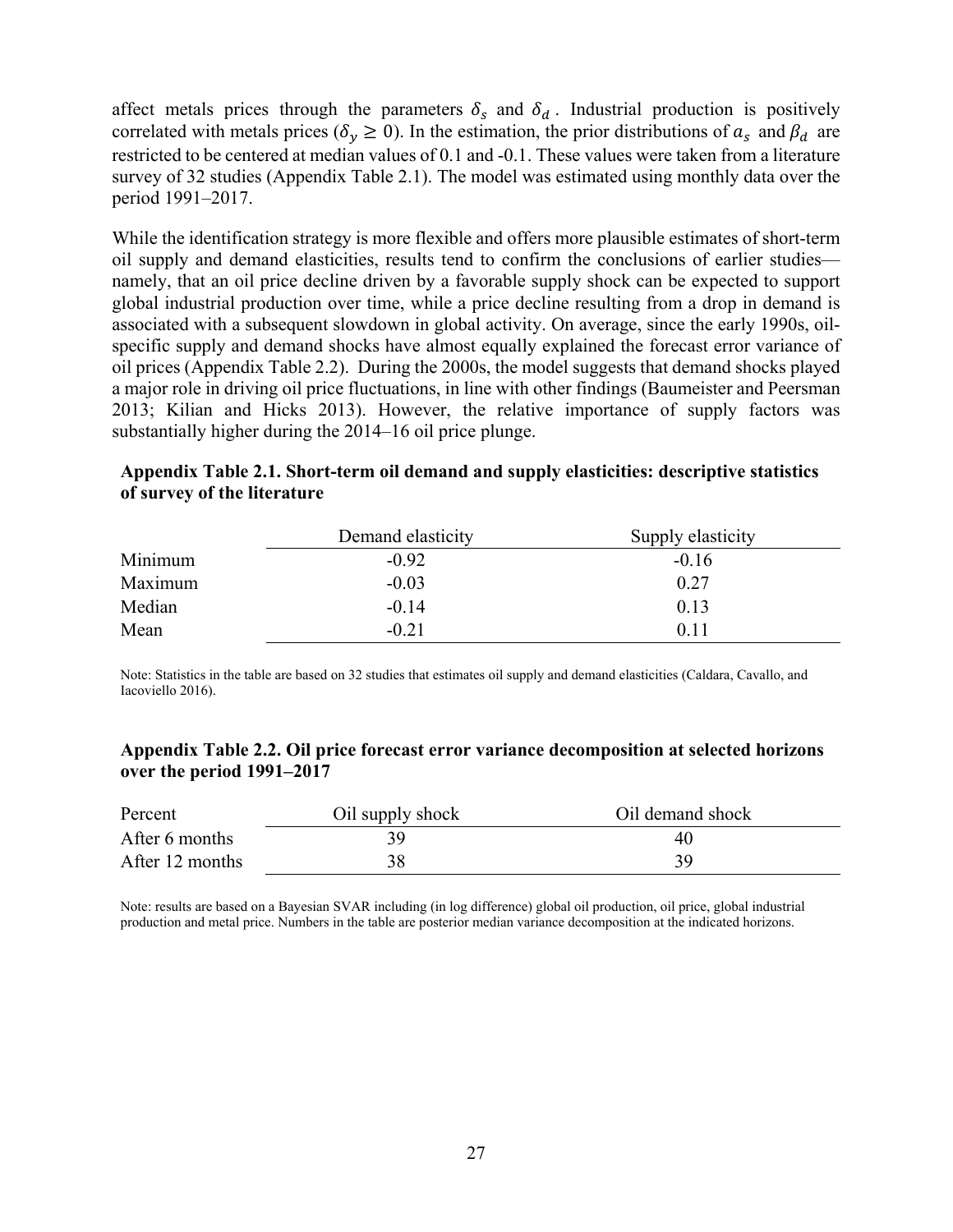affect metals prices through the parameters $\delta_s$ and $\delta_d$. Industrial production is positively correlated with metals prices ($\delta_y \geq 0$). In the estimation, the prior distributions of $a_s$ and $\beta_d$ are restricted to be centered at median values of 0.1 and -0.1. These values were taken from a literature survey of 32 studies (Appendix Table 2.1). The model was estimated using monthly data over the period 1991–2017.

While the identification strategy is more flexible and offers more plausible estimates of short-term oil supply and demand elasticities, results tend to confirm the conclusions of earlier studies—namely, that an oil price decline driven by a favorable supply shock can be expected to support global industrial production over time, while a price decline resulting from a drop in demand is associated with a subsequent slowdown in global activity. On average, since the early 1990s, oil-specific supply and demand shocks have almost equally explained the forecast error variance of oil prices (Appendix Table 2.2). During the 2000s, the model suggests that demand shocks played a major role in driving oil price fluctuations, in line with other findings (Baumeister and Peersman 2013; Kilian and Hicks 2013). However, the relative importance of supply factors was substantially higher during the 2014–16 oil price plunge.

**Appendix Table 2.1. Short-term oil demand and supply elasticities: descriptive statistics of survey of the literature**

| | Demand elasticity | Supply elasticity |
|---|---|---|
| Minimum | -0.92 | -0.16 |
| Maximum | -0.03 | 0.27 |
| Median | -0.14 | 0.13 |
| Mean | -0.21 | 0.11 |

Note: Statistics in the table are based on 32 studies that estimates oil supply and demand elasticities (Caldara, Cavallo, and Iacoviello 2016).

**Appendix Table 2.2. Oil price forecast error variance decomposition at selected horizons over the period 1991–2017**

| Percent | Oil supply shock | Oil demand shock |
|---|---|---|
| After 6 months | 39 | 40 |
| After 12 months | 38 | 39 |

Note: results are based on a Bayesian SVAR including (in log difference) global oil production, oil price, global industrial production and metal price. Numbers in the table are posterior median variance decomposition at the indicated horizons.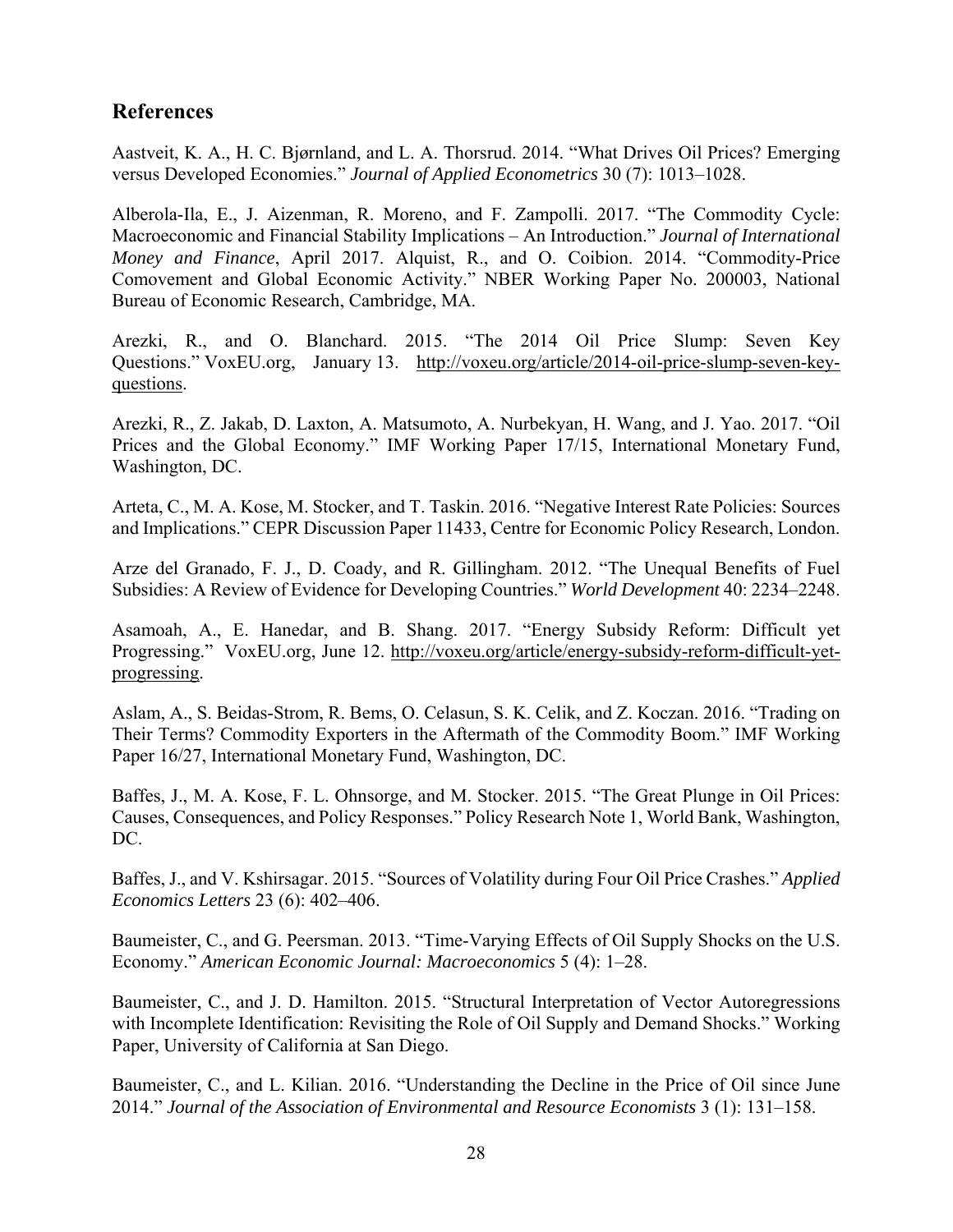## References

Aastveit, K. A., H. C. Bjørnland, and L. A. Thorsrud. 2014. "What Drives Oil Prices? Emerging versus Developed Economies." *Journal of Applied Econometrics* 30 (7): 1013–1028.

Alberola-Ila, E., J. Aizenman, R. Moreno, and F. Zampolli. 2017. "The Commodity Cycle: Macroeconomic and Financial Stability Implications – An Introduction." *Journal of International Money and Finance*, April 2017. Alquist, R., and O. Coibion. 2014. "Commodity-Price Comovement and Global Economic Activity." NBER Working Paper No. 200003, National Bureau of Economic Research, Cambridge, MA.

Arezki, R., and O. Blanchard. 2015. "The 2014 Oil Price Slump: Seven Key Questions." VoxEU.org, January 13. http://voxeu.org/article/2014-oil-price-slump-seven-key-questions.

Arezki, R., Z. Jakab, D. Laxton, A. Matsumoto, A. Nurbekyan, H. Wang, and J. Yao. 2017. "Oil Prices and the Global Economy." IMF Working Paper 17/15, International Monetary Fund, Washington, DC.

Arteta, C., M. A. Kose, M. Stocker, and T. Taskin. 2016. "Negative Interest Rate Policies: Sources and Implications." CEPR Discussion Paper 11433, Centre for Economic Policy Research, London.

Arze del Granado, F. J., D. Coady, and R. Gillingham. 2012. "The Unequal Benefits of Fuel Subsidies: A Review of Evidence for Developing Countries." *World Development* 40: 2234–2248.

Asamoah, A., E. Hanedar, and B. Shang. 2017. "Energy Subsidy Reform: Difficult yet Progressing." VoxEU.org, June 12. http://voxeu.org/article/energy-subsidy-reform-difficult-yet-progressing.

Aslam, A., S. Beidas-Strom, R. Bems, O. Celasun, S. K. Celik, and Z. Koczan. 2016. "Trading on Their Terms? Commodity Exporters in the Aftermath of the Commodity Boom." IMF Working Paper 16/27, International Monetary Fund, Washington, DC.

Baffes, J., M. A. Kose, F. L. Ohnsorge, and M. Stocker. 2015. "The Great Plunge in Oil Prices: Causes, Consequences, and Policy Responses." Policy Research Note 1, World Bank, Washington, DC.

Baffes, J., and V. Kshirsagar. 2015. "Sources of Volatility during Four Oil Price Crashes." *Applied Economics Letters* 23 (6): 402–406.

Baumeister, C., and G. Peersman. 2013. "Time-Varying Effects of Oil Supply Shocks on the U.S. Economy." *American Economic Journal: Macroeconomics* 5 (4): 1–28.

Baumeister, C., and J. D. Hamilton. 2015. "Structural Interpretation of Vector Autoregressions with Incomplete Identification: Revisiting the Role of Oil Supply and Demand Shocks." Working Paper, University of California at San Diego.

Baumeister, C., and L. Kilian. 2016. "Understanding the Decline in the Price of Oil since June 2014." *Journal of the Association of Environmental and Resource Economists* 3 (1): 131–158.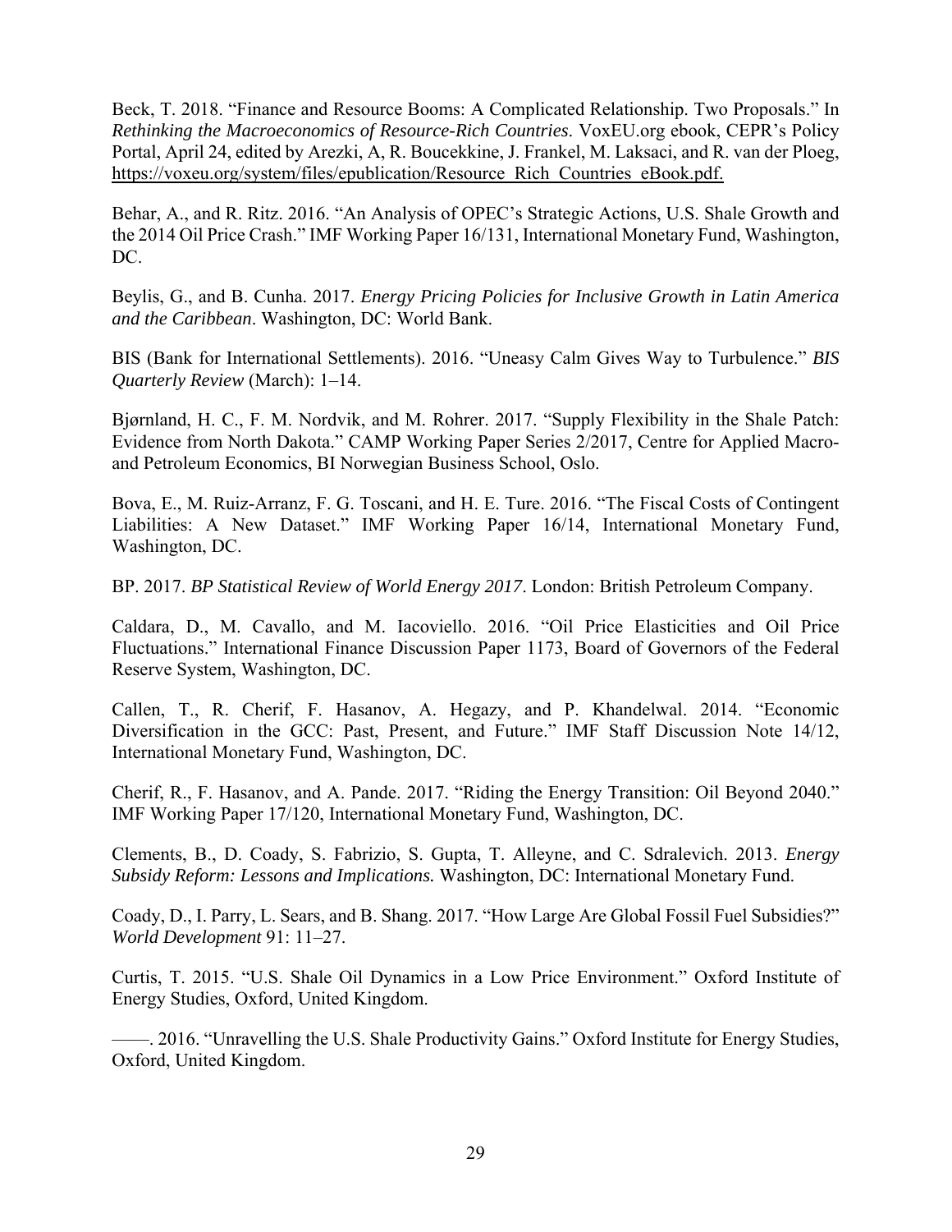Beck, T. 2018. "Finance and Resource Booms: A Complicated Relationship. Two Proposals." In *Rethinking the Macroeconomics of Resource-Rich Countries*. VoxEU.org ebook, CEPR's Policy Portal, April 24, edited by Arezki, A, R. Boucekkine, J. Frankel, M. Laksaci, and R. van der Ploeg, https://voxeu.org/system/files/epublication/Resource_Rich_Countries_eBook.pdf.

Behar, A., and R. Ritz. 2016. "An Analysis of OPEC's Strategic Actions, U.S. Shale Growth and the 2014 Oil Price Crash." IMF Working Paper 16/131, International Monetary Fund, Washington, DC.

Beylis, G., and B. Cunha. 2017. *Energy Pricing Policies for Inclusive Growth in Latin America and the Caribbean*. Washington, DC: World Bank.

BIS (Bank for International Settlements). 2016. "Uneasy Calm Gives Way to Turbulence." *BIS Quarterly Review* (March): 1–14.

Bjørnland, H. C., F. M. Nordvik, and M. Rohrer. 2017. "Supply Flexibility in the Shale Patch: Evidence from North Dakota." CAMP Working Paper Series 2/2017, Centre for Applied Macro- and Petroleum Economics, BI Norwegian Business School, Oslo.

Bova, E., M. Ruiz-Arranz, F. G. Toscani, and H. E. Ture. 2016. "The Fiscal Costs of Contingent Liabilities: A New Dataset." IMF Working Paper 16/14, International Monetary Fund, Washington, DC.

BP. 2017. *BP Statistical Review of World Energy 2017*. London: British Petroleum Company.

Caldara, D., M. Cavallo, and M. Iacoviello. 2016. "Oil Price Elasticities and Oil Price Fluctuations." International Finance Discussion Paper 1173, Board of Governors of the Federal Reserve System, Washington, DC.

Callen, T., R. Cherif, F. Hasanov, A. Hegazy, and P. Khandelwal. 2014. "Economic Diversification in the GCC: Past, Present, and Future." IMF Staff Discussion Note 14/12, International Monetary Fund, Washington, DC.

Cherif, R., F. Hasanov, and A. Pande. 2017. "Riding the Energy Transition: Oil Beyond 2040." IMF Working Paper 17/120, International Monetary Fund, Washington, DC.

Clements, B., D. Coady, S. Fabrizio, S. Gupta, T. Alleyne, and C. Sdralevich. 2013. *Energy Subsidy Reform: Lessons and Implications.* Washington, DC: International Monetary Fund.

Coady, D., I. Parry, L. Sears, and B. Shang. 2017. "How Large Are Global Fossil Fuel Subsidies?" *World Development* 91: 11–27.

Curtis, T. 2015. "U.S. Shale Oil Dynamics in a Low Price Environment." Oxford Institute of Energy Studies, Oxford, United Kingdom.

——. 2016. "Unravelling the U.S. Shale Productivity Gains." Oxford Institute for Energy Studies, Oxford, United Kingdom.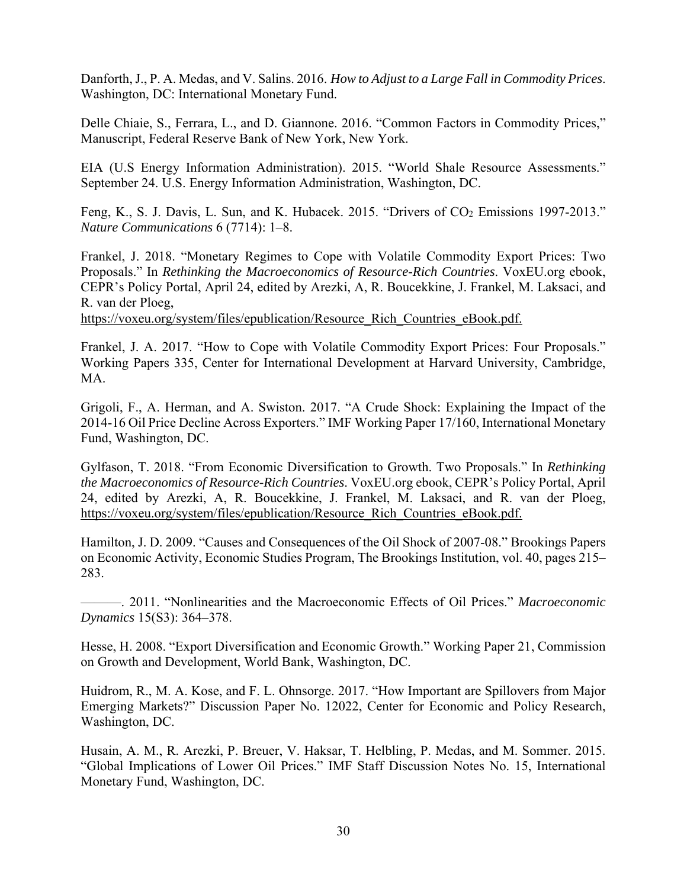Danforth, J., P. A. Medas, and V. Salins. 2016. *How to Adjust to a Large Fall in Commodity Prices*. Washington, DC: International Monetary Fund.

Delle Chiaie, S., Ferrara, L., and D. Giannone. 2016. "Common Factors in Commodity Prices," Manuscript, Federal Reserve Bank of New York, New York.

EIA (U.S Energy Information Administration). 2015. "World Shale Resource Assessments." September 24. U.S. Energy Information Administration, Washington, DC.

Feng, K., S. J. Davis, L. Sun, and K. Hubacek. 2015. "Drivers of $CO_2$ Emissions 1997-2013." *Nature Communications* 6 (7714): 1–8.

Frankel, J. 2018. "Monetary Regimes to Cope with Volatile Commodity Export Prices: Two Proposals." In *Rethinking the Macroeconomics of Resource-Rich Countries*. VoxEU.org ebook, CEPR's Policy Portal, April 24, edited by Arezki, A, R. Boucekkine, J. Frankel, M. Laksaci, and R. van der Ploeg,
https://voxeu.org/system/files/epublication/Resource_Rich_Countries_eBook.pdf.

Frankel, J. A. 2017. "How to Cope with Volatile Commodity Export Prices: Four Proposals." Working Papers 335, Center for International Development at Harvard University, Cambridge, MA.

Grigoli, F., A. Herman, and A. Swiston. 2017. "A Crude Shock: Explaining the Impact of the 2014-16 Oil Price Decline Across Exporters." IMF Working Paper 17/160, International Monetary Fund, Washington, DC.

Gylfason, T. 2018. "From Economic Diversification to Growth. Two Proposals." In *Rethinking the Macroeconomics of Resource-Rich Countries*. VoxEU.org ebook, CEPR's Policy Portal, April 24, edited by Arezki, A, R. Boucekkine, J. Frankel, M. Laksaci, and R. van der Ploeg, https://voxeu.org/system/files/epublication/Resource_Rich_Countries_eBook.pdf.

Hamilton, J. D. 2009. "Causes and Consequences of the Oil Shock of 2007-08." Brookings Papers on Economic Activity, Economic Studies Program, The Brookings Institution, vol. 40, pages 215–283.

———. 2011. "Nonlinearities and the Macroeconomic Effects of Oil Prices." *Macroeconomic Dynamics* 15(S3): 364–378.

Hesse, H. 2008. "Export Diversification and Economic Growth." Working Paper 21, Commission on Growth and Development, World Bank, Washington, DC.

Huidrom, R., M. A. Kose, and F. L. Ohnsorge. 2017. "How Important are Spillovers from Major Emerging Markets?" Discussion Paper No. 12022, Center for Economic and Policy Research, Washington, DC.

Husain, A. M., R. Arezki, P. Breuer, V. Haksar, T. Helbling, P. Medas, and M. Sommer. 2015. "Global Implications of Lower Oil Prices." IMF Staff Discussion Notes No. 15, International Monetary Fund, Washington, DC.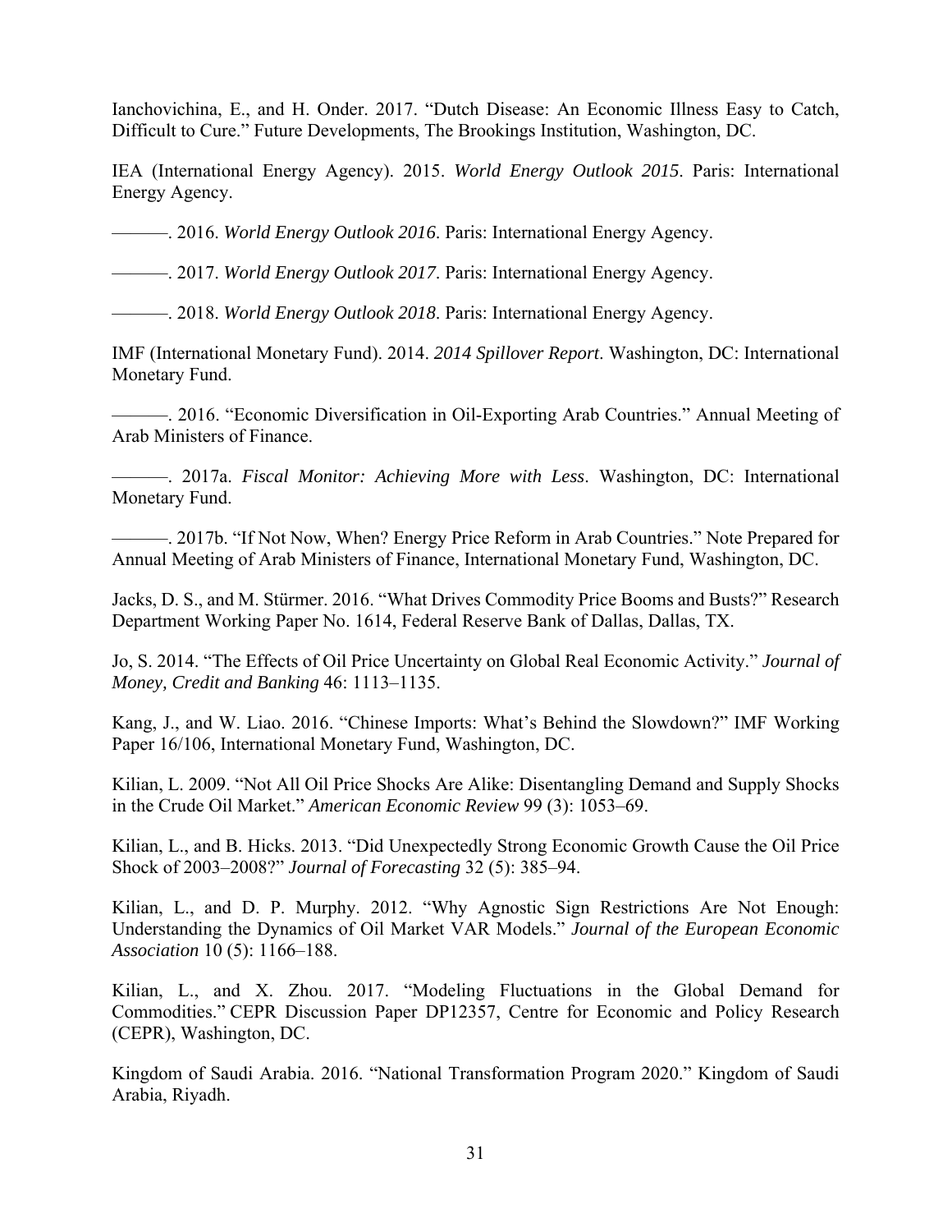Ianchovichina, E., and H. Onder. 2017. "Dutch Disease: An Economic Illness Easy to Catch, Difficult to Cure." Future Developments, The Brookings Institution, Washington, DC.

IEA (International Energy Agency). 2015. *World Energy Outlook 2015*. Paris: International Energy Agency.

———. 2016. *World Energy Outlook 2016*. Paris: International Energy Agency.

———. 2017. *World Energy Outlook 2017*. Paris: International Energy Agency.

———. 2018. *World Energy Outlook 2018*. Paris: International Energy Agency.

IMF (International Monetary Fund). 2014. *2014 Spillover Report*. Washington, DC: International Monetary Fund.

———. 2016. "Economic Diversification in Oil-Exporting Arab Countries." Annual Meeting of Arab Ministers of Finance.

———. 2017a. *Fiscal Monitor: Achieving More with Less*. Washington, DC: International Monetary Fund.

———. 2017b. "If Not Now, When? Energy Price Reform in Arab Countries." Note Prepared for Annual Meeting of Arab Ministers of Finance, International Monetary Fund, Washington, DC.

Jacks, D. S., and M. Stürmer. 2016. "What Drives Commodity Price Booms and Busts?" Research Department Working Paper No. 1614, Federal Reserve Bank of Dallas, Dallas, TX.

Jo, S. 2014. "The Effects of Oil Price Uncertainty on Global Real Economic Activity." *Journal of Money, Credit and Banking* 46: 1113–1135.

Kang, J., and W. Liao. 2016. "Chinese Imports: What's Behind the Slowdown?" IMF Working Paper 16/106, International Monetary Fund, Washington, DC.

Kilian, L. 2009. "Not All Oil Price Shocks Are Alike: Disentangling Demand and Supply Shocks in the Crude Oil Market." *American Economic Review* 99 (3): 1053–69.

Kilian, L., and B. Hicks. 2013. "Did Unexpectedly Strong Economic Growth Cause the Oil Price Shock of 2003–2008?" *Journal of Forecasting* 32 (5): 385–94.

Kilian, L., and D. P. Murphy. 2012. "Why Agnostic Sign Restrictions Are Not Enough: Understanding the Dynamics of Oil Market VAR Models." *Journal of the European Economic Association* 10 (5): 1166–188.

Kilian, L., and X. Zhou. 2017. "Modeling Fluctuations in the Global Demand for Commodities." CEPR Discussion Paper DP12357, Centre for Economic and Policy Research (CEPR), Washington, DC.

Kingdom of Saudi Arabia. 2016. "National Transformation Program 2020." Kingdom of Saudi Arabia, Riyadh.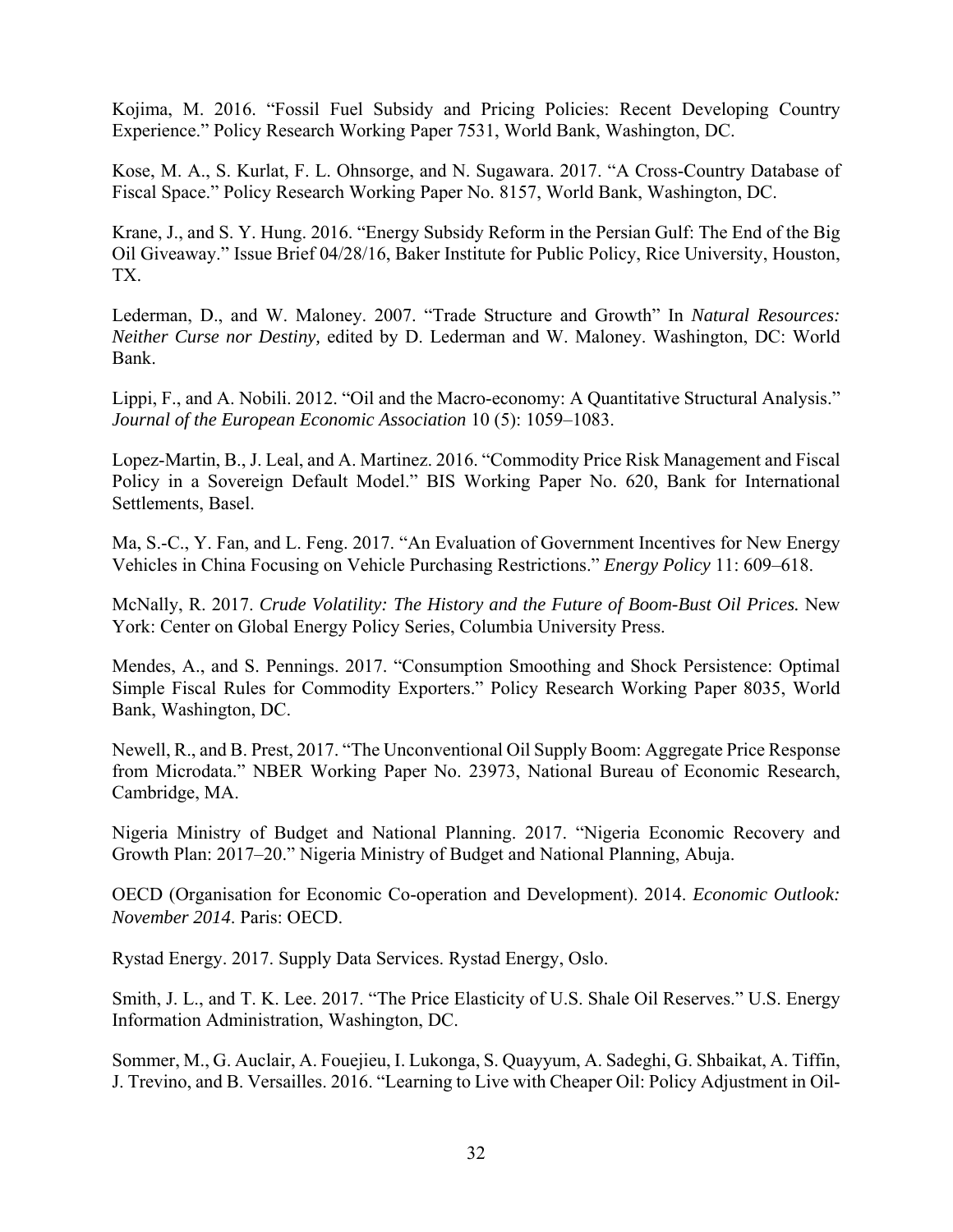Kojima, M. 2016. "Fossil Fuel Subsidy and Pricing Policies: Recent Developing Country Experience." Policy Research Working Paper 7531, World Bank, Washington, DC.

Kose, M. A., S. Kurlat, F. L. Ohnsorge, and N. Sugawara. 2017. "A Cross-Country Database of Fiscal Space." Policy Research Working Paper No. 8157, World Bank, Washington, DC.

Krane, J., and S. Y. Hung. 2016. "Energy Subsidy Reform in the Persian Gulf: The End of the Big Oil Giveaway." Issue Brief 04/28/16, Baker Institute for Public Policy, Rice University, Houston, TX.

Lederman, D., and W. Maloney. 2007. "Trade Structure and Growth" In *Natural Resources: Neither Curse nor Destiny,* edited by D. Lederman and W. Maloney. Washington, DC: World Bank.

Lippi, F., and A. Nobili. 2012. "Oil and the Macro-economy: A Quantitative Structural Analysis." *Journal of the European Economic Association* 10 (5): 1059–1083.

Lopez-Martin, B., J. Leal, and A. Martinez. 2016. "Commodity Price Risk Management and Fiscal Policy in a Sovereign Default Model." BIS Working Paper No. 620, Bank for International Settlements, Basel.

Ma, S.-C., Y. Fan, and L. Feng. 2017. "An Evaluation of Government Incentives for New Energy Vehicles in China Focusing on Vehicle Purchasing Restrictions." *Energy Policy* 11: 609–618.

McNally, R. 2017. *Crude Volatility: The History and the Future of Boom-Bust Oil Prices.* New York: Center on Global Energy Policy Series, Columbia University Press.

Mendes, A., and S. Pennings. 2017. "Consumption Smoothing and Shock Persistence: Optimal Simple Fiscal Rules for Commodity Exporters." Policy Research Working Paper 8035, World Bank, Washington, DC.

Newell, R., and B. Prest, 2017. "The Unconventional Oil Supply Boom: Aggregate Price Response from Microdata." NBER Working Paper No. 23973, National Bureau of Economic Research, Cambridge, MA.

Nigeria Ministry of Budget and National Planning. 2017. "Nigeria Economic Recovery and Growth Plan: 2017–20." Nigeria Ministry of Budget and National Planning, Abuja.

OECD (Organisation for Economic Co-operation and Development). 2014. *Economic Outlook: November 2014.* Paris: OECD.

Rystad Energy. 2017. Supply Data Services. Rystad Energy, Oslo.

Smith, J. L., and T. K. Lee. 2017. "The Price Elasticity of U.S. Shale Oil Reserves." U.S. Energy Information Administration, Washington, DC.

Sommer, M., G. Auclair, A. Fouejieu, I. Lukonga, S. Quayyum, A. Sadeghi, G. Shbaikat, A. Tiffin, J. Trevino, and B. Versailles. 2016. "Learning to Live with Cheaper Oil: Policy Adjustment in Oil-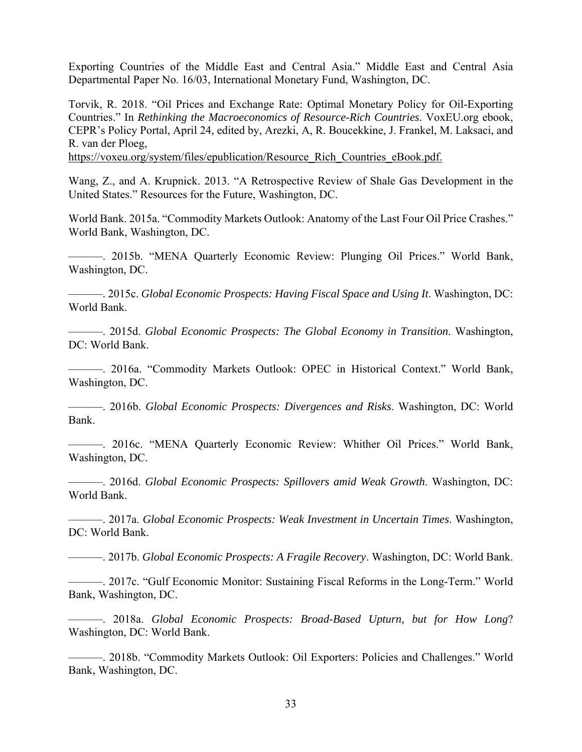Exporting Countries of the Middle East and Central Asia." Middle East and Central Asia Departmental Paper No. 16/03, International Monetary Fund, Washington, DC.

Torvik, R. 2018. "Oil Prices and Exchange Rate: Optimal Monetary Policy for Oil-Exporting Countries." In *Rethinking the Macroeconomics of Resource-Rich Countries*. VoxEU.org ebook, CEPR's Policy Portal, April 24, edited by, Arezki, A, R. Boucekkine, J. Frankel, M. Laksaci, and R. van der Ploeg, https://voxeu.org/system/files/epublication/Resource_Rich_Countries_eBook.pdf.

Wang, Z., and A. Krupnick. 2013. "A Retrospective Review of Shale Gas Development in the United States." Resources for the Future, Washington, DC.

World Bank. 2015a. "Commodity Markets Outlook: Anatomy of the Last Four Oil Price Crashes." World Bank, Washington, DC.

———. 2015b. "MENA Quarterly Economic Review: Plunging Oil Prices." World Bank, Washington, DC.

———. 2015c. *Global Economic Prospects: Having Fiscal Space and Using It*. Washington, DC: World Bank.

———. 2015d. *Global Economic Prospects: The Global Economy in Transition*. Washington, DC: World Bank.

———. 2016a. "Commodity Markets Outlook: OPEC in Historical Context." World Bank, Washington, DC.

———. 2016b. *Global Economic Prospects: Divergences and Risks*. Washington, DC: World Bank.

———. 2016c. "MENA Quarterly Economic Review: Whither Oil Prices." World Bank, Washington, DC.

———. 2016d. *Global Economic Prospects: Spillovers amid Weak Growth*. Washington, DC: World Bank.

———. 2017a. *Global Economic Prospects: Weak Investment in Uncertain Times*. Washington, DC: World Bank.

———. 2017b. *Global Economic Prospects: A Fragile Recovery*. Washington, DC: World Bank.

———. 2017c. "Gulf Economic Monitor: Sustaining Fiscal Reforms in the Long-Term." World Bank, Washington, DC.

———. 2018a. *Global Economic Prospects: Broad-Based Upturn, but for How Long*? Washington, DC: World Bank.

———. 2018b. "Commodity Markets Outlook: Oil Exporters: Policies and Challenges." World Bank, Washington, DC.